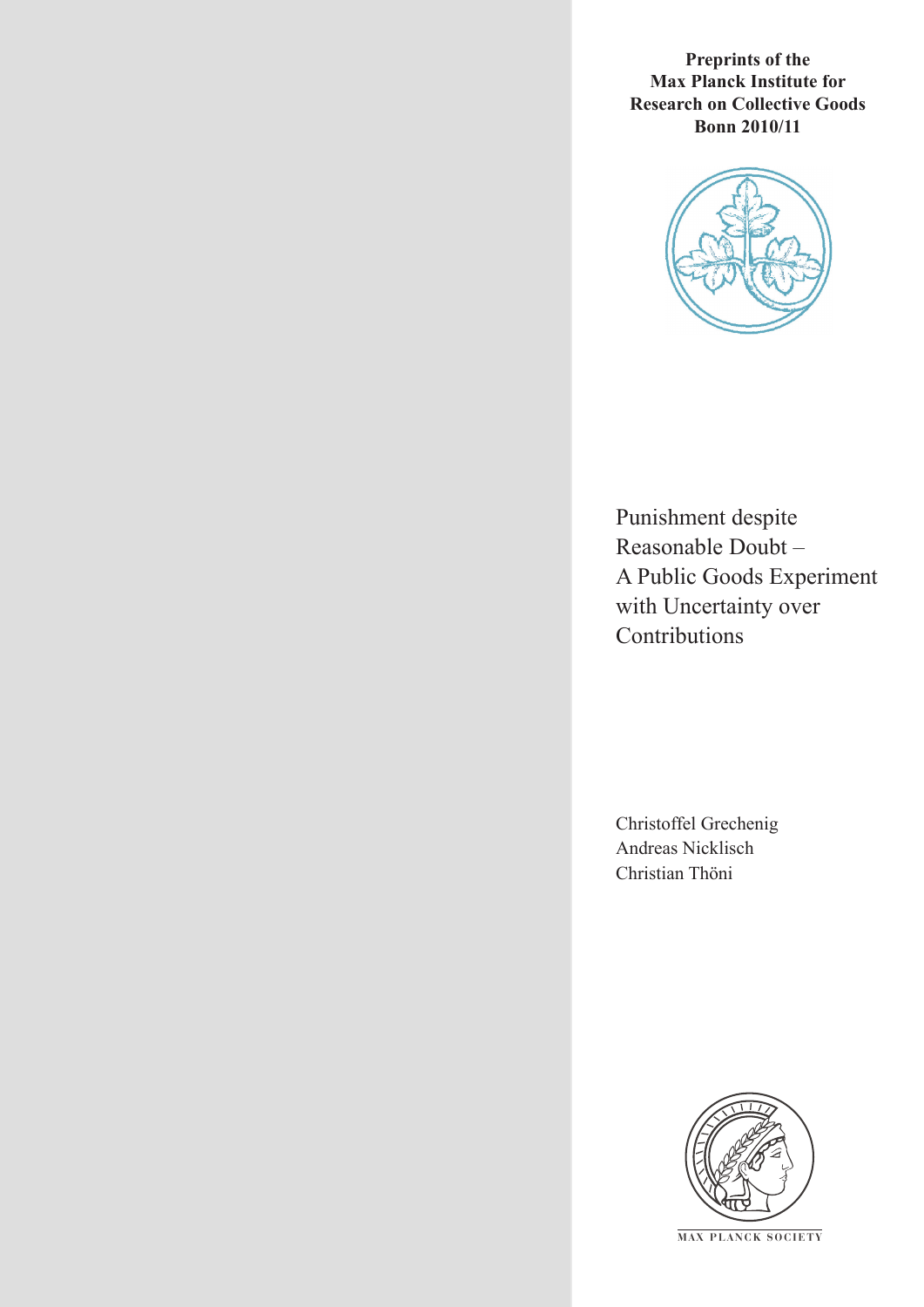**Preprints of the Max Planck Institute for Research on Collective Goods Bonn 2010/11**

# Punishment despite Reasonable Doubt – A Public Goods Experiment with Uncertainty over Contributions

Christoffel Grechenig
Andreas Nicklisch
Christian Thöni

MAX PLANCK SOCIETY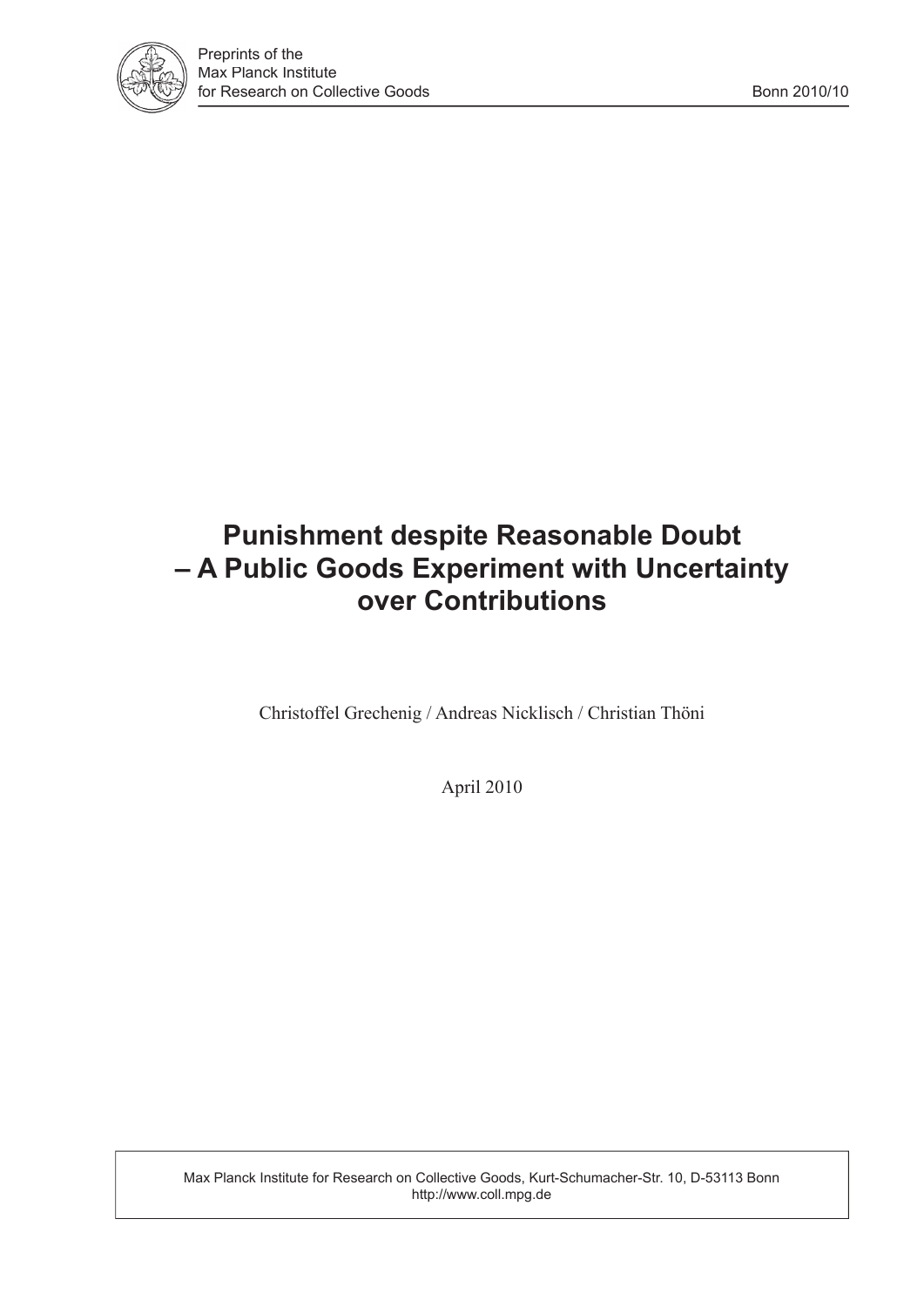# Punishment despite Reasonable Doubt – A Public Goods Experiment with Uncertainty over Contributions

Christoffel Grechenig / Andreas Nicklisch / Christian Thöni

April 2010

Max Planck Institute for Research on Collective Goods, Kurt-Schumacher-Str. 10, D-53113 Bonn
http://www.coll.mpg.de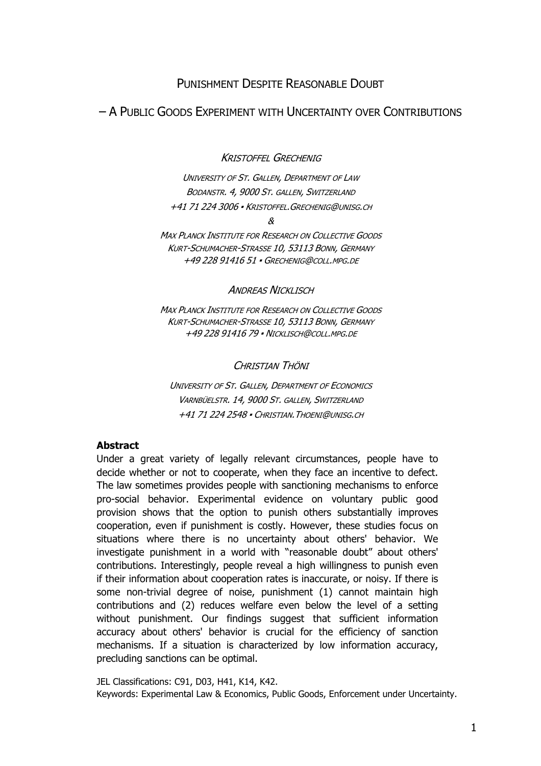# Punishment Despite Reasonable Doubt

## – A Public Goods Experiment with Uncertainty over Contributions

*Kristoffel Grechenig*

*University of St. Gallen, Department of Law*
*Bodanstr. 4, 9000 St. gallen, Switzerland*
*+41 71 224 3006 ▪ Kristoffel.Grechenig@unisg.ch*

*&*

*Max Planck Institute for Research on Collective Goods*
*Kurt-Schumacher-Strasse 10, 53113 Bonn, Germany*
*+49 228 91416 51 ▪ Grechenig@coll.mpg.de*

*Andreas Nicklisch*

*Max Planck Institute for Research on Collective Goods*
*Kurt-Schumacher-Strasse 10, 53113 Bonn, Germany*
*+49 228 91416 79 ▪ Nicklisch@coll.mpg.de*

*Christian Thöni*

*University of St. Gallen, Department of Economics*
*Varnbüelstr. 14, 9000 St. gallen, Switzerland*
*+41 71 224 2548 ▪ Christian.Thoeni@unisg.ch*

**Abstract**

Under a great variety of legally relevant circumstances, people have to decide whether or not to cooperate, when they face an incentive to defect. The law sometimes provides people with sanctioning mechanisms to enforce pro-social behavior. Experimental evidence on voluntary public good provision shows that the option to punish others substantially improves cooperation, even if punishment is costly. However, these studies focus on situations where there is no uncertainty about others' behavior. We investigate punishment in a world with "reasonable doubt" about others' contributions. Interestingly, people reveal a high willingness to punish even if their information about cooperation rates is inaccurate, or noisy. If there is some non-trivial degree of noise, punishment (1) cannot maintain high contributions and (2) reduces welfare even below the level of a setting without punishment. Our findings suggest that sufficient information accuracy about others' behavior is crucial for the efficiency of sanction mechanisms. If a situation is characterized by low information accuracy, precluding sanctions can be optimal.

JEL Classifications: C91, D03, H41, K14, K42.
Keywords: Experimental Law & Economics, Public Goods, Enforcement under Uncertainty.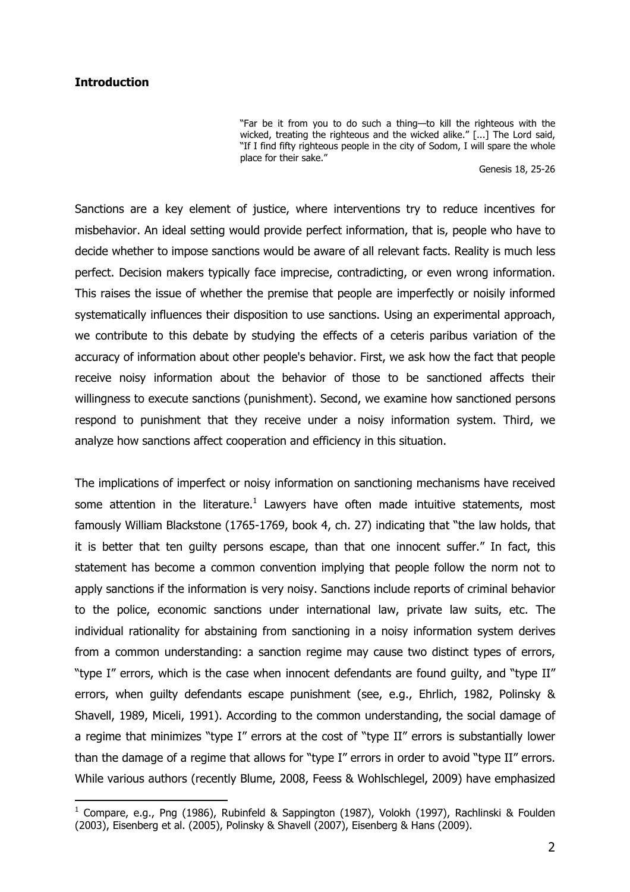## Introduction

> "Far be it from you to do such a thing—to kill the righteous with the wicked, treating the righteous and the wicked alike." [...] The Lord said, "If I find fifty righteous people in the city of Sodom, I will spare the whole place for their sake."
>
> Genesis 18, 25-26

Sanctions are a key element of justice, where interventions try to reduce incentives for misbehavior. An ideal setting would provide perfect information, that is, people who have to decide whether to impose sanctions would be aware of all relevant facts. Reality is much less perfect. Decision makers typically face imprecise, contradicting, or even wrong information. This raises the issue of whether the premise that people are imperfectly or noisily informed systematically influences their disposition to use sanctions. Using an experimental approach, we contribute to this debate by studying the effects of a ceteris paribus variation of the accuracy of information about other people's behavior. First, we ask how the fact that people receive noisy information about the behavior of those to be sanctioned affects their willingness to execute sanctions (punishment). Second, we examine how sanctioned persons respond to punishment that they receive under a noisy information system. Third, we analyze how sanctions affect cooperation and efficiency in this situation.

The implications of imperfect or noisy information on sanctioning mechanisms have received some attention in the literature.[1] Lawyers have often made intuitive statements, most famously William Blackstone (1765-1769, book 4, ch. 27) indicating that "the law holds, that it is better that ten guilty persons escape, than that one innocent suffer." In fact, this statement has become a common convention implying that people follow the norm not to apply sanctions if the information is very noisy. Sanctions include reports of criminal behavior to the police, economic sanctions under international law, private law suits, etc. The individual rationality for abstaining from sanctioning in a noisy information system derives from a common understanding: a sanction regime may cause two distinct types of errors, "type I" errors, which is the case when innocent defendants are found guilty, and "type II" errors, when guilty defendants escape punishment (see, e.g., Ehrlich, 1982, Polinsky & Shavell, 1989, Miceli, 1991). According to the common understanding, the social damage of a regime that minimizes "type I" errors at the cost of "type II" errors is substantially lower than the damage of a regime that allows for "type I" errors in order to avoid "type II" errors. While various authors (recently Blume, 2008, Feess & Wohlschlegel, 2009) have emphasized

[1] Compare, e.g., Png (1986), Rubinfeld & Sappington (1987), Volokh (1997), Rachlinski & Foulden (2003), Eisenberg et al. (2005), Polinsky & Shavell (2007), Eisenberg & Hans (2009).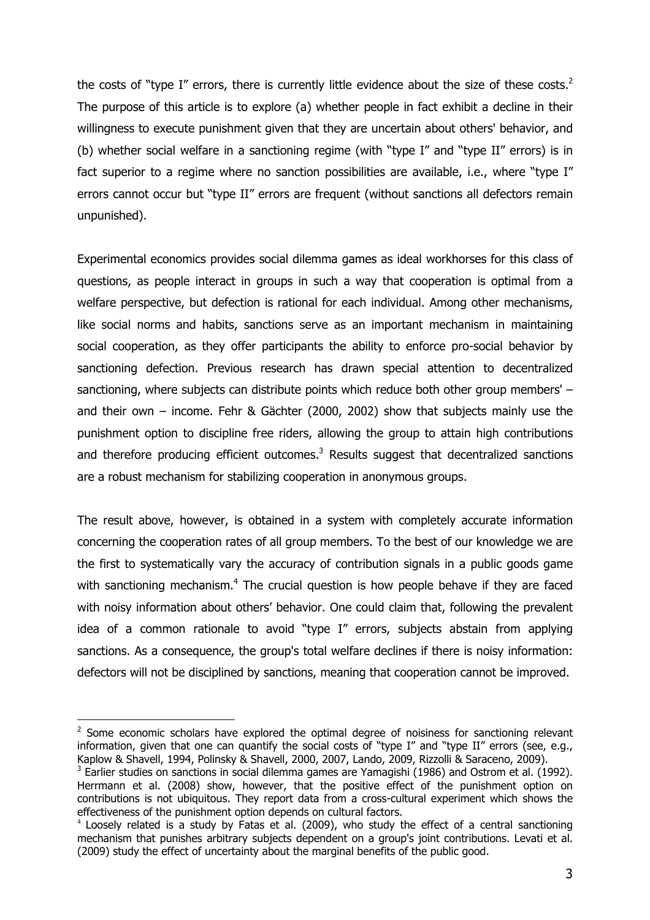the costs of "type I" errors, there is currently little evidence about the size of these costs.[2] The purpose of this article is to explore (a) whether people in fact exhibit a decline in their willingness to execute punishment given that they are uncertain about others' behavior, and (b) whether social welfare in a sanctioning regime (with "type I" and "type II" errors) is in fact superior to a regime where no sanction possibilities are available, i.e., where "type I" errors cannot occur but "type II" errors are frequent (without sanctions all defectors remain unpunished).

Experimental economics provides social dilemma games as ideal workhorses for this class of questions, as people interact in groups in such a way that cooperation is optimal from a welfare perspective, but defection is rational for each individual. Among other mechanisms, like social norms and habits, sanctions serve as an important mechanism in maintaining social cooperation, as they offer participants the ability to enforce pro-social behavior by sanctioning defection. Previous research has drawn special attention to decentralized sanctioning, where subjects can distribute points which reduce both other group members' – and their own – income. Fehr & Gächter (2000, 2002) show that subjects mainly use the punishment option to discipline free riders, allowing the group to attain high contributions and therefore producing efficient outcomes.[3] Results suggest that decentralized sanctions are a robust mechanism for stabilizing cooperation in anonymous groups.

The result above, however, is obtained in a system with completely accurate information concerning the cooperation rates of all group members. To the best of our knowledge we are the first to systematically vary the accuracy of contribution signals in a public goods game with sanctioning mechanism.[4] The crucial question is how people behave if they are faced with noisy information about others' behavior. One could claim that, following the prevalent idea of a common rationale to avoid "type I" errors, subjects abstain from applying sanctions. As a consequence, the group's total welfare declines if there is noisy information: defectors will not be disciplined by sanctions, meaning that cooperation cannot be improved.

[2] Some economic scholars have explored the optimal degree of noisiness for sanctioning relevant information, given that one can quantify the social costs of "type I" and "type II" errors (see, e.g., Kaplow & Shavell, 1994, Polinsky & Shavell, 2000, 2007, Lando, 2009, Rizzolli & Saraceno, 2009).

[3] Earlier studies on sanctions in social dilemma games are Yamagishi (1986) and Ostrom et al. (1992). Herrmann et al. (2008) show, however, that the positive effect of the punishment option on contributions is not ubiquitous. They report data from a cross-cultural experiment which shows the effectiveness of the punishment option depends on cultural factors.

[4] Loosely related is a study by Fatas et al. (2009), who study the effect of a central sanctioning mechanism that punishes arbitrary subjects dependent on a group's joint contributions. Levati et al. (2009) study the effect of uncertainty about the marginal benefits of the public good.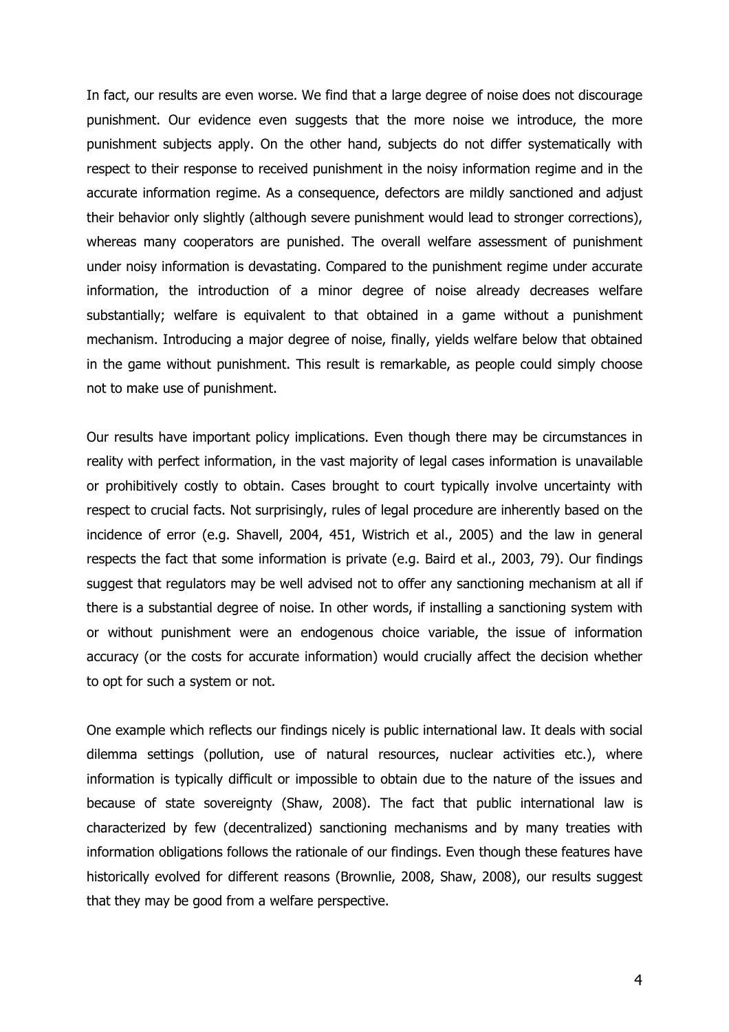In fact, our results are even worse. We find that a large degree of noise does not discourage punishment. Our evidence even suggests that the more noise we introduce, the more punishment subjects apply. On the other hand, subjects do not differ systematically with respect to their response to received punishment in the noisy information regime and in the accurate information regime. As a consequence, defectors are mildly sanctioned and adjust their behavior only slightly (although severe punishment would lead to stronger corrections), whereas many cooperators are punished. The overall welfare assessment of punishment under noisy information is devastating. Compared to the punishment regime under accurate information, the introduction of a minor degree of noise already decreases welfare substantially; welfare is equivalent to that obtained in a game without a punishment mechanism. Introducing a major degree of noise, finally, yields welfare below that obtained in the game without punishment. This result is remarkable, as people could simply choose not to make use of punishment.

Our results have important policy implications. Even though there may be circumstances in reality with perfect information, in the vast majority of legal cases information is unavailable or prohibitively costly to obtain. Cases brought to court typically involve uncertainty with respect to crucial facts. Not surprisingly, rules of legal procedure are inherently based on the incidence of error (e.g. Shavell, 2004, 451, Wistrich et al., 2005) and the law in general respects the fact that some information is private (e.g. Baird et al., 2003, 79). Our findings suggest that regulators may be well advised not to offer any sanctioning mechanism at all if there is a substantial degree of noise. In other words, if installing a sanctioning system with or without punishment were an endogenous choice variable, the issue of information accuracy (or the costs for accurate information) would crucially affect the decision whether to opt for such a system or not.

One example which reflects our findings nicely is public international law. It deals with social dilemma settings (pollution, use of natural resources, nuclear activities etc.), where information is typically difficult or impossible to obtain due to the nature of the issues and because of state sovereignty (Shaw, 2008). The fact that public international law is characterized by few (decentralized) sanctioning mechanisms and by many treaties with information obligations follows the rationale of our findings. Even though these features have historically evolved for different reasons (Brownlie, 2008, Shaw, 2008), our results suggest that they may be good from a welfare perspective.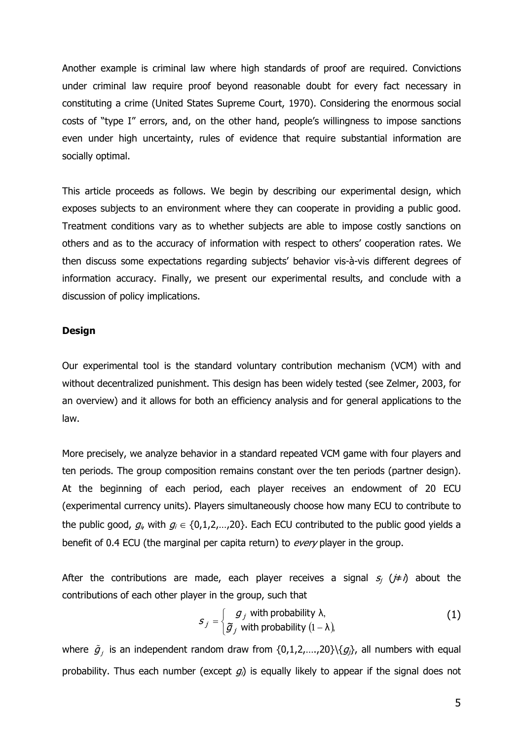Another example is criminal law where high standards of proof are required. Convictions under criminal law require proof beyond reasonable doubt for every fact necessary in constituting a crime (United States Supreme Court, 1970). Considering the enormous social costs of "type I" errors, and, on the other hand, people's willingness to impose sanctions even under high uncertainty, rules of evidence that require substantial information are socially optimal.

This article proceeds as follows. We begin by describing our experimental design, which exposes subjects to an environment where they can cooperate in providing a public good. Treatment conditions vary as to whether subjects are able to impose costly sanctions on others and as to the accuracy of information with respect to others' cooperation rates. We then discuss some expectations regarding subjects' behavior vis-à-vis different degrees of information accuracy. Finally, we present our experimental results, and conclude with a discussion of policy implications.

## Design

Our experimental tool is the standard voluntary contribution mechanism (VCM) with and without decentralized punishment. This design has been widely tested (see Zelmer, 2003, for an overview) and it allows for both an efficiency analysis and for general applications to the law.

More precisely, we analyze behavior in a standard repeated VCM game with four players and ten periods. The group composition remains constant over the ten periods (partner design). At the beginning of each period, each player receives an endowment of 20 ECU (experimental currency units). Players simultaneously choose how many ECU to contribute to the public good, $g_i$, with $g_i \in \{0,1,2,\ldots,20\}$. Each ECU contributed to the public good yields a benefit of 0.4 ECU (the marginal per capita return) to *every* player in the group.

After the contributions are made, each player receives a signal $s_j$ ($j \neq i$) about the contributions of each other player in the group, such that

$$s_j = \begin{cases} g_j \text{ with probability } \lambda, \\ \tilde{g}_j \text{ with probability } (1-\lambda), \end{cases} \tag{1}$$

where $\tilde{g}_j$ is an independent random draw from $\{0,1,2,\ldots,20\}\backslash\{g_j\}$, all numbers with equal probability. Thus each number (except $g_j$) is equally likely to appear if the signal does not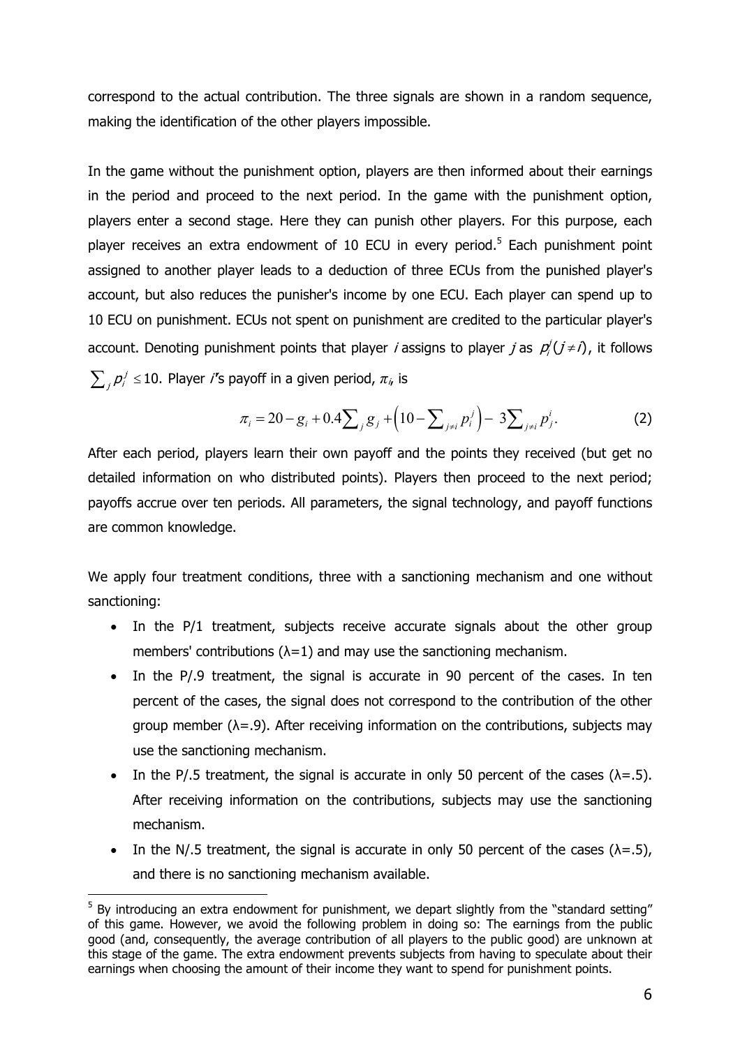correspond to the actual contribution. The three signals are shown in a random sequence, making the identification of the other players impossible.

In the game without the punishment option, players are then informed about their earnings in the period and proceed to the next period. In the game with the punishment option, players enter a second stage. Here they can punish other players. For this purpose, each player receives an extra endowment of 10 ECU in every period.[5] Each punishment point assigned to another player leads to a deduction of three ECUs from the punished player's account, but also reduces the punisher's income by one ECU. Each player can spend up to 10 ECU on punishment. ECUs not spent on punishment are credited to the particular player's account. Denoting punishment points that player $i$ assigns to player $j$ as $p_i^j (j \neq i)$, it follows $\sum_j p_i^j \leq 10$. Player $i$'s payoff in a given period, $\pi_i$, is

$$\pi_i = 20 - g_i + 0.4\sum_j g_j + \left(10 - \sum_{j \neq i} p_i^j\right) - 3\sum_{j \neq i} p_j^i. \tag{2}$$

After each period, players learn their own payoff and the points they received (but get no detailed information on who distributed points). Players then proceed to the next period; payoffs accrue over ten periods. All parameters, the signal technology, and payoff functions are common knowledge.

We apply four treatment conditions, three with a sanctioning mechanism and one without sanctioning:

- In the P/1 treatment, subjects receive accurate signals about the other group members' contributions ($\lambda$=1) and may use the sanctioning mechanism.
- In the P/.9 treatment, the signal is accurate in 90 percent of the cases. In ten percent of the cases, the signal does not correspond to the contribution of the other group member ($\lambda$=.9). After receiving information on the contributions, subjects may use the sanctioning mechanism.
- In the P/.5 treatment, the signal is accurate in only 50 percent of the cases ($\lambda$=.5). After receiving information on the contributions, subjects may use the sanctioning mechanism.
- In the N/.5 treatment, the signal is accurate in only 50 percent of the cases ($\lambda$=.5), and there is no sanctioning mechanism available.

[5] By introducing an extra endowment for punishment, we depart slightly from the "standard setting" of this game. However, we avoid the following problem in doing so: The earnings from the public good (and, consequently, the average contribution of all players to the public good) are unknown at this stage of the game. The extra endowment prevents subjects from having to speculate about their earnings when choosing the amount of their income they want to spend for punishment points.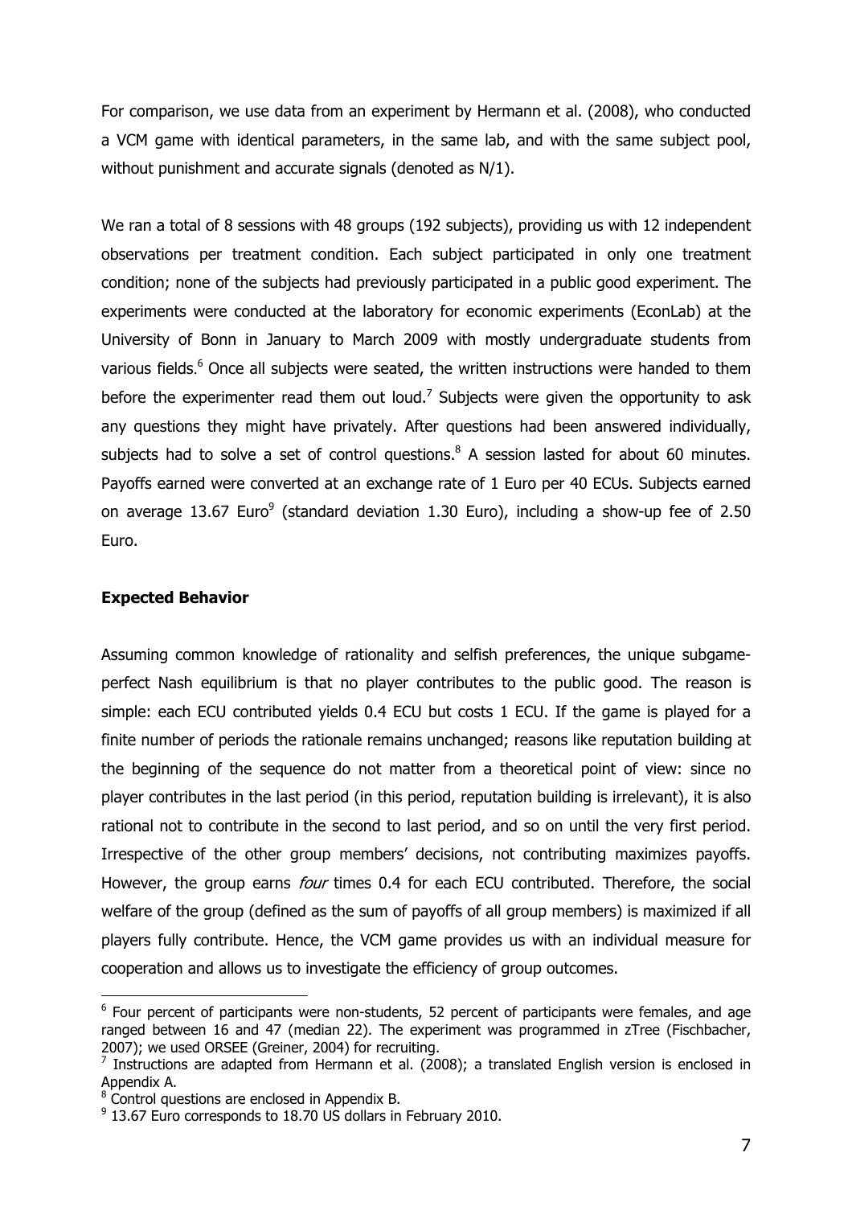For comparison, we use data from an experiment by Hermann et al. (2008), who conducted a VCM game with identical parameters, in the same lab, and with the same subject pool, without punishment and accurate signals (denoted as N/1).

We ran a total of 8 sessions with 48 groups (192 subjects), providing us with 12 independent observations per treatment condition. Each subject participated in only one treatment condition; none of the subjects had previously participated in a public good experiment. The experiments were conducted at the laboratory for economic experiments (EconLab) at the University of Bonn in January to March 2009 with mostly undergraduate students from various fields.[6] Once all subjects were seated, the written instructions were handed to them before the experimenter read them out loud.[7] Subjects were given the opportunity to ask any questions they might have privately. After questions had been answered individually, subjects had to solve a set of control questions.[8] A session lasted for about 60 minutes. Payoffs earned were converted at an exchange rate of 1 Euro per 40 ECUs. Subjects earned on average 13.67 Euro[9] (standard deviation 1.30 Euro), including a show-up fee of 2.50 Euro.

### Expected Behavior

Assuming common knowledge of rationality and selfish preferences, the unique subgame-perfect Nash equilibrium is that no player contributes to the public good. The reason is simple: each ECU contributed yields 0.4 ECU but costs 1 ECU. If the game is played for a finite number of periods the rationale remains unchanged; reasons like reputation building at the beginning of the sequence do not matter from a theoretical point of view: since no player contributes in the last period (in this period, reputation building is irrelevant), it is also rational not to contribute in the second to last period, and so on until the very first period. Irrespective of the other group members' decisions, not contributing maximizes payoffs. However, the group earns *four* times 0.4 for each ECU contributed. Therefore, the social welfare of the group (defined as the sum of payoffs of all group members) is maximized if all players fully contribute. Hence, the VCM game provides us with an individual measure for cooperation and allows us to investigate the efficiency of group outcomes.

---

[6] Four percent of participants were non-students, 52 percent of participants were females, and age ranged between 16 and 47 (median 22). The experiment was programmed in zTree (Fischbacher, 2007); we used ORSEE (Greiner, 2004) for recruiting.

[7] Instructions are adapted from Hermann et al. (2008); a translated English version is enclosed in Appendix A.

[8] Control questions are enclosed in Appendix B.

[9] 13.67 Euro corresponds to 18.70 US dollars in February 2010.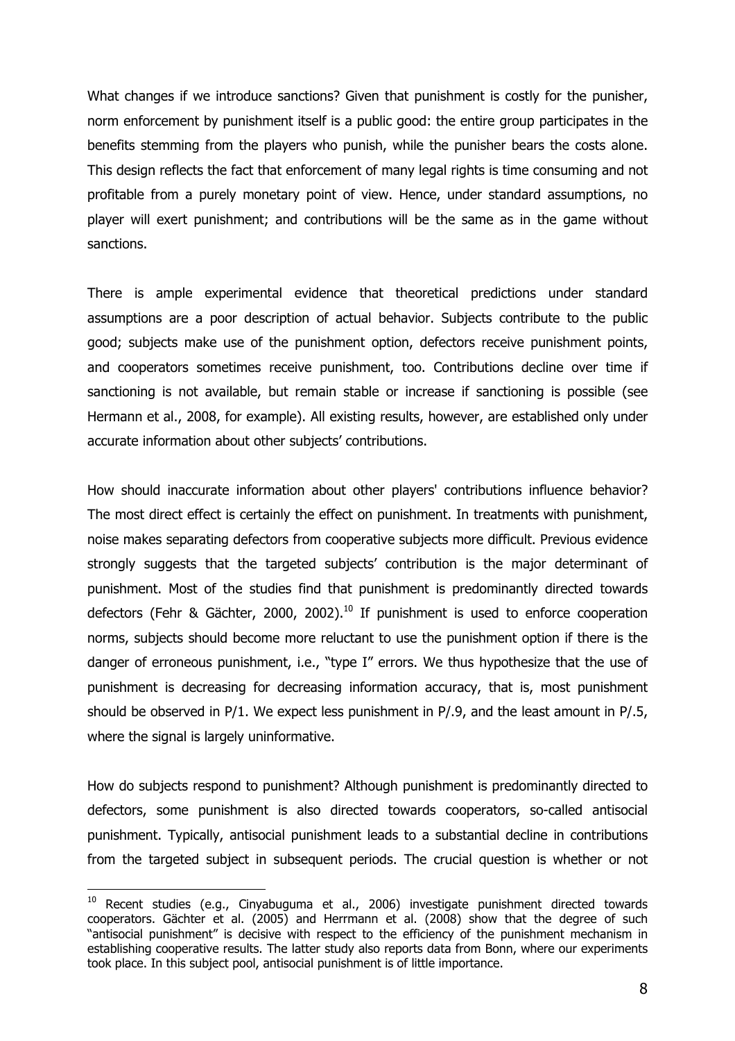What changes if we introduce sanctions? Given that punishment is costly for the punisher, norm enforcement by punishment itself is a public good: the entire group participates in the benefits stemming from the players who punish, while the punisher bears the costs alone. This design reflects the fact that enforcement of many legal rights is time consuming and not profitable from a purely monetary point of view. Hence, under standard assumptions, no player will exert punishment; and contributions will be the same as in the game without sanctions.

There is ample experimental evidence that theoretical predictions under standard assumptions are a poor description of actual behavior. Subjects contribute to the public good; subjects make use of the punishment option, defectors receive punishment points, and cooperators sometimes receive punishment, too. Contributions decline over time if sanctioning is not available, but remain stable or increase if sanctioning is possible (see Hermann et al., 2008, for example). All existing results, however, are established only under accurate information about other subjects' contributions.

How should inaccurate information about other players' contributions influence behavior? The most direct effect is certainly the effect on punishment. In treatments with punishment, noise makes separating defectors from cooperative subjects more difficult. Previous evidence strongly suggests that the targeted subjects' contribution is the major determinant of punishment. Most of the studies find that punishment is predominantly directed towards defectors (Fehr & Gächter, 2000, 2002).[10] If punishment is used to enforce cooperation norms, subjects should become more reluctant to use the punishment option if there is the danger of erroneous punishment, i.e., "type I" errors. We thus hypothesize that the use of punishment is decreasing for decreasing information accuracy, that is, most punishment should be observed in P/1. We expect less punishment in P/.9, and the least amount in P/.5, where the signal is largely uninformative.

How do subjects respond to punishment? Although punishment is predominantly directed to defectors, some punishment is also directed towards cooperators, so-called antisocial punishment. Typically, antisocial punishment leads to a substantial decline in contributions from the targeted subject in subsequent periods. The crucial question is whether or not

[10] Recent studies (e.g., Cinyabuguma et al., 2006) investigate punishment directed towards cooperators. Gächter et al. (2005) and Herrmann et al. (2008) show that the degree of such "antisocial punishment" is decisive with respect to the efficiency of the punishment mechanism in establishing cooperative results. The latter study also reports data from Bonn, where our experiments took place. In this subject pool, antisocial punishment is of little importance.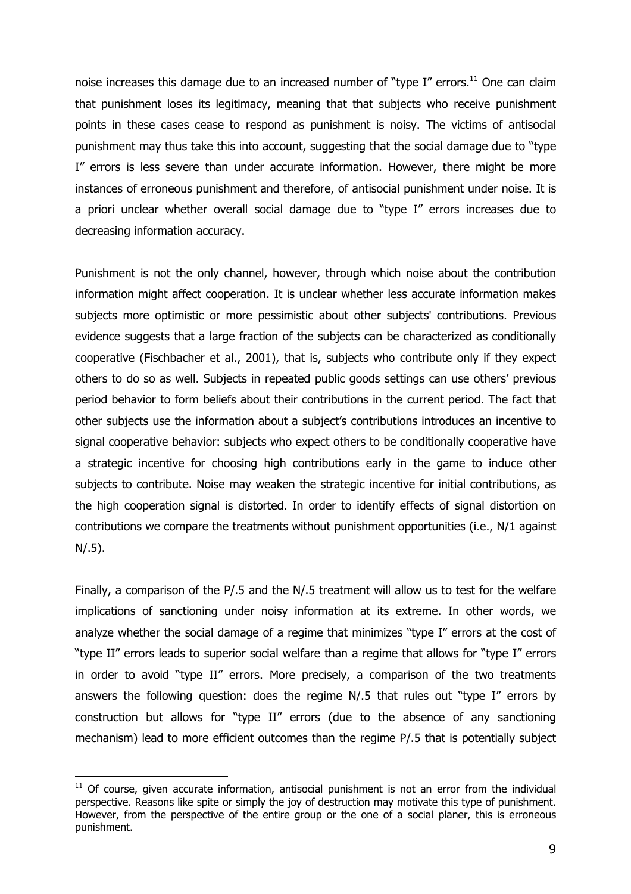noise increases this damage due to an increased number of "type I" errors.[11] One can claim that punishment loses its legitimacy, meaning that that subjects who receive punishment points in these cases cease to respond as punishment is noisy. The victims of antisocial punishment may thus take this into account, suggesting that the social damage due to "type I" errors is less severe than under accurate information. However, there might be more instances of erroneous punishment and therefore, of antisocial punishment under noise. It is a priori unclear whether overall social damage due to "type I" errors increases due to decreasing information accuracy.

Punishment is not the only channel, however, through which noise about the contribution information might affect cooperation. It is unclear whether less accurate information makes subjects more optimistic or more pessimistic about other subjects' contributions. Previous evidence suggests that a large fraction of the subjects can be characterized as conditionally cooperative (Fischbacher et al., 2001), that is, subjects who contribute only if they expect others to do so as well. Subjects in repeated public goods settings can use others' previous period behavior to form beliefs about their contributions in the current period. The fact that other subjects use the information about a subject's contributions introduces an incentive to signal cooperative behavior: subjects who expect others to be conditionally cooperative have a strategic incentive for choosing high contributions early in the game to induce other subjects to contribute. Noise may weaken the strategic incentive for initial contributions, as the high cooperation signal is distorted. In order to identify effects of signal distortion on contributions we compare the treatments without punishment opportunities (i.e., N/1 against N/.5).

Finally, a comparison of the P/.5 and the N/.5 treatment will allow us to test for the welfare implications of sanctioning under noisy information at its extreme. In other words, we analyze whether the social damage of a regime that minimizes "type I" errors at the cost of "type II" errors leads to superior social welfare than a regime that allows for "type I" errors in order to avoid "type II" errors. More precisely, a comparison of the two treatments answers the following question: does the regime N/.5 that rules out "type I" errors by construction but allows for "type II" errors (due to the absence of any sanctioning mechanism) lead to more efficient outcomes than the regime P/.5 that is potentially subject

---

[11] Of course, given accurate information, antisocial punishment is not an error from the individual perspective. Reasons like spite or simply the joy of destruction may motivate this type of punishment. However, from the perspective of the entire group or the one of a social planer, this is erroneous punishment.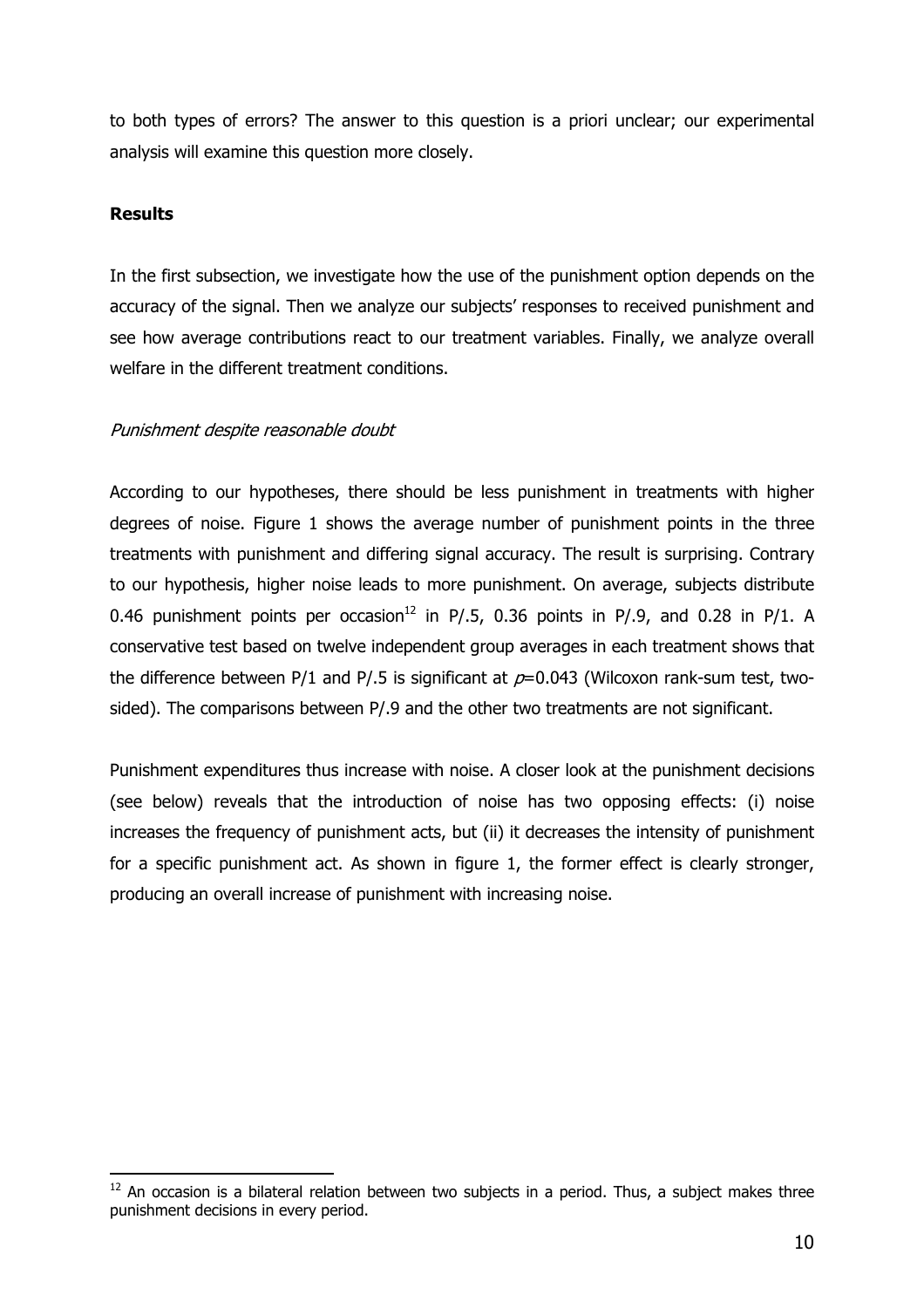to both types of errors? The answer to this question is a priori unclear; our experimental analysis will examine this question more closely.

**Results**

In the first subsection, we investigate how the use of the punishment option depends on the accuracy of the signal. Then we analyze our subjects' responses to received punishment and see how average contributions react to our treatment variables. Finally, we analyze overall welfare in the different treatment conditions.

*Punishment despite reasonable doubt*

According to our hypotheses, there should be less punishment in treatments with higher degrees of noise. Figure 1 shows the average number of punishment points in the three treatments with punishment and differing signal accuracy. The result is surprising. Contrary to our hypothesis, higher noise leads to more punishment. On average, subjects distribute 0.46 punishment points per occasion[12] in P/.5, 0.36 points in P/.9, and 0.28 in P/1. A conservative test based on twelve independent group averages in each treatment shows that the difference between P/1 and P/.5 is significant at $p$=0.043 (Wilcoxon rank-sum test, two-sided). The comparisons between P/.9 and the other two treatments are not significant.

Punishment expenditures thus increase with noise. A closer look at the punishment decisions (see below) reveals that the introduction of noise has two opposing effects: (i) noise increases the frequency of punishment acts, but (ii) it decreases the intensity of punishment for a specific punishment act. As shown in figure 1, the former effect is clearly stronger, producing an overall increase of punishment with increasing noise.

[12] An occasion is a bilateral relation between two subjects in a period. Thus, a subject makes three punishment decisions in every period.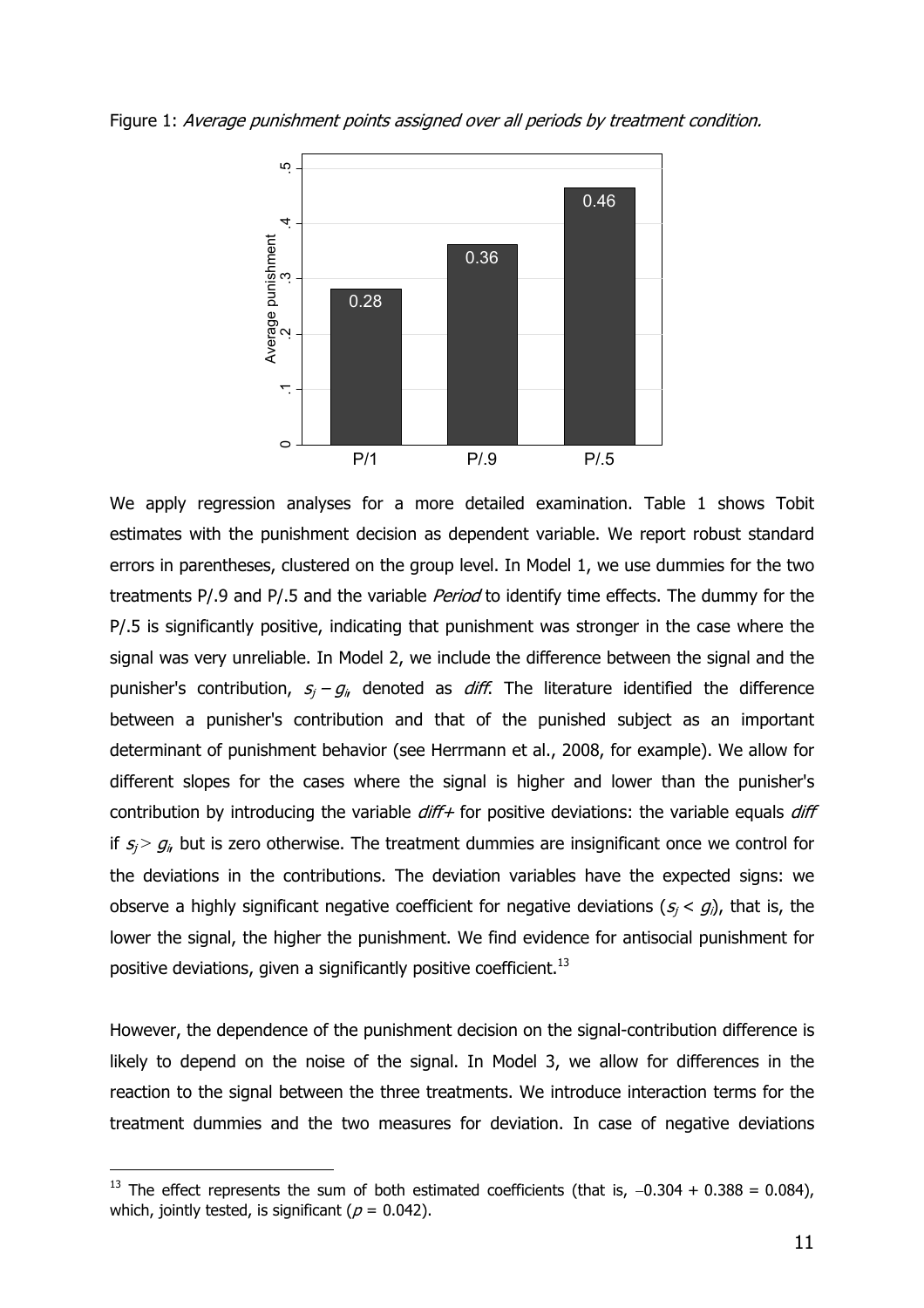Figure 1: *Average punishment points assigned over all periods by treatment condition.*

We apply regression analyses for a more detailed examination. Table 1 shows Tobit estimates with the punishment decision as dependent variable. We report robust standard errors in parentheses, clustered on the group level. In Model 1, we use dummies for the two treatments P/.9 and P/.5 and the variable *Period* to identify time effects. The dummy for the P/.5 is significantly positive, indicating that punishment was stronger in the case where the signal was very unreliable. In Model 2, we include the difference between the signal and the punisher's contribution, $s_j - g_i$, denoted as *diff*. The literature identified the difference between a punisher's contribution and that of the punished subject as an important determinant of punishment behavior (see Herrmann et al., 2008, for example). We allow for different slopes for the cases where the signal is higher and lower than the punisher's contribution by introducing the variable *diff+* for positive deviations: the variable equals *diff* if $s_j > g_i$, but is zero otherwise. The treatment dummies are insignificant once we control for the deviations in the contributions. The deviation variables have the expected signs: we observe a highly significant negative coefficient for negative deviations ($s_j < g_i$), that is, the lower the signal, the higher the punishment. We find evidence for antisocial punishment for positive deviations, given a significantly positive coefficient.[13]

However, the dependence of the punishment decision on the signal-contribution difference is likely to depend on the noise of the signal. In Model 3, we allow for differences in the reaction to the signal between the three treatments. We introduce interaction terms for the treatment dummies and the two measures for deviation. In case of negative deviations

[13] The effect represents the sum of both estimated coefficients (that is, $-0.304 + 0.388 = 0.084$), which, jointly tested, is significant ($p = 0.042$).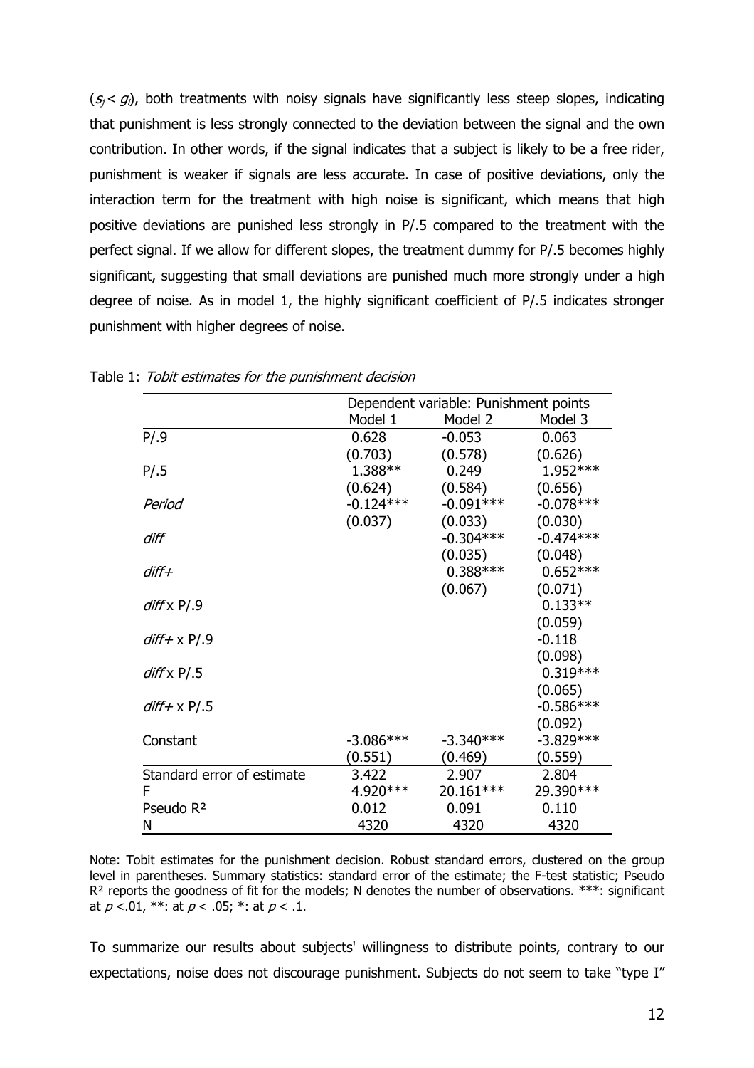($s_j < g_i$), both treatments with noisy signals have significantly less steep slopes, indicating that punishment is less strongly connected to the deviation between the signal and the own contribution. In other words, if the signal indicates that a subject is likely to be a free rider, punishment is weaker if signals are less accurate. In case of positive deviations, only the interaction term for the treatment with high noise is significant, which means that high positive deviations are punished less strongly in P/.5 compared to the treatment with the perfect signal. If we allow for different slopes, the treatment dummy for P/.5 becomes highly significant, suggesting that small deviations are punished much more strongly under a high degree of noise. As in model 1, the highly significant coefficient of P/.5 indicates stronger punishment with higher degrees of noise.

Table 1: *Tobit estimates for the punishment decision*

| | Dependent variable: Punishment points | | |
|---|---|---|---|
| | Model 1 | Model 2 | Model 3 |
| P/.9 | 0.628 | -0.053 | 0.063 |
| | (0.703) | (0.578) | (0.626) |
| P/.5 | 1.388** | 0.249 | 1.952*** |
| | (0.624) | (0.584) | (0.656) |
| *Period* | -0.124*** | -0.091*** | -0.078*** |
| | (0.037) | (0.033) | (0.030) |
| *diff* | | -0.304*** | -0.474*** |
| | | (0.035) | (0.048) |
| *diff+* | | 0.388*** | 0.652*** |
| | | (0.067) | (0.071) |
| *diff* x P/.9 | | | 0.133** |
| | | | (0.059) |
| *diff+* x P/.9 | | | -0.118 |
| | | | (0.098) |
| *diff* x P/.5 | | | 0.319*** |
| | | | (0.065) |
| *diff+* x P/.5 | | | -0.586*** |
| | | | (0.092) |
| Constant | -3.086*** | -3.340*** | -3.829*** |
| | (0.551) | (0.469) | (0.559) |
| Standard error of estimate | 3.422 | 2.907 | 2.804 |
| F | 4.920*** | 20.161*** | 29.390*** |
| Pseudo $R^2$ | 0.012 | 0.091 | 0.110 |
| N | 4320 | 4320 | 4320 |

Note: Tobit estimates for the punishment decision. Robust standard errors, clustered on the group level in parentheses. Summary statistics: standard error of the estimate; the F-test statistic; Pseudo $R^2$ reports the goodness of fit for the models; N denotes the number of observations. ***: significant at $p < .01$, **: at $p < .05$; *: at $p < .1$.

To summarize our results about subjects' willingness to distribute points, contrary to our expectations, noise does not discourage punishment. Subjects do not seem to take "type I"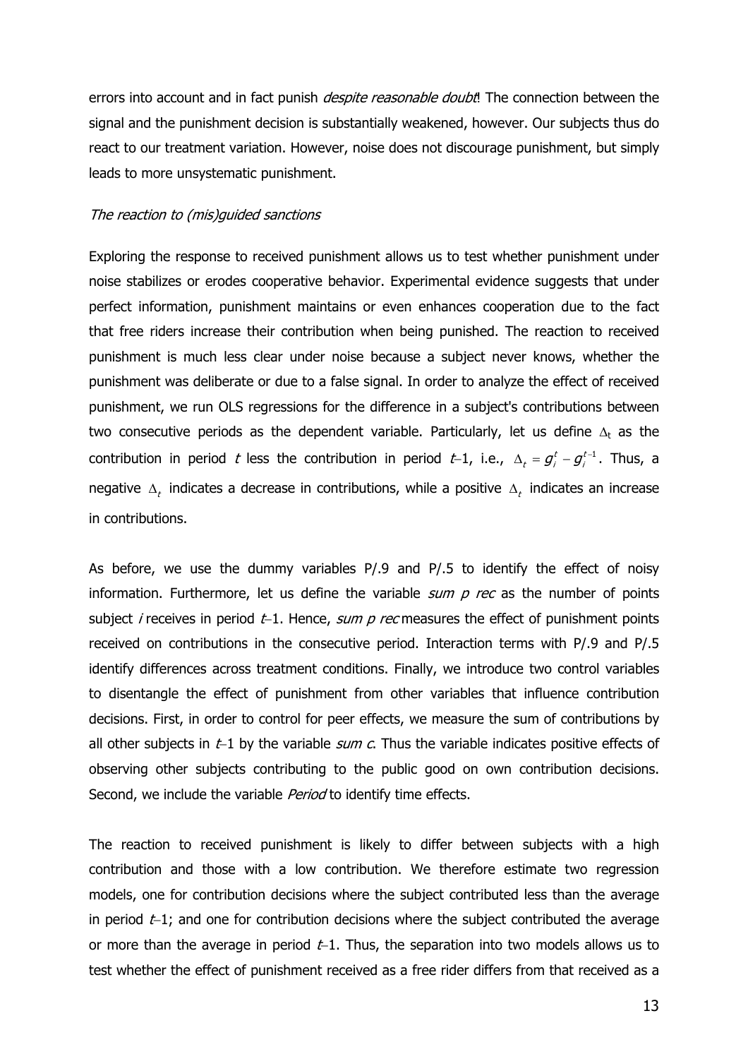errors into account and in fact punish *despite reasonable doubt*! The connection between the signal and the punishment decision is substantially weakened, however. Our subjects thus do react to our treatment variation. However, noise does not discourage punishment, but simply leads to more unsystematic punishment.

*The reaction to (mis)guided sanctions*

Exploring the response to received punishment allows us to test whether punishment under noise stabilizes or erodes cooperative behavior. Experimental evidence suggests that under perfect information, punishment maintains or even enhances cooperation due to the fact that free riders increase their contribution when being punished. The reaction to received punishment is much less clear under noise because a subject never knows, whether the punishment was deliberate or due to a false signal. In order to analyze the effect of received punishment, we run OLS regressions for the difference in a subject's contributions between two consecutive periods as the dependent variable. Particularly, let us define $\Delta_t$ as the contribution in period $t$ less the contribution in period $t$–1, i.e., $\Delta_t = g_i^t - g_i^{t-1}$. Thus, a negative $\Delta_t$ indicates a decrease in contributions, while a positive $\Delta_t$ indicates an increase in contributions.

As before, we use the dummy variables P/.9 and P/.5 to identify the effect of noisy information. Furthermore, let us define the variable *sum p rec* as the number of points subject $i$ receives in period $t$–1. Hence, *sum p rec* measures the effect of punishment points received on contributions in the consecutive period. Interaction terms with P/.9 and P/.5 identify differences across treatment conditions. Finally, we introduce two control variables to disentangle the effect of punishment from other variables that influence contribution decisions. First, in order to control for peer effects, we measure the sum of contributions by all other subjects in $t$–1 by the variable *sum c*. Thus the variable indicates positive effects of observing other subjects contributing to the public good on own contribution decisions. Second, we include the variable *Period* to identify time effects.

The reaction to received punishment is likely to differ between subjects with a high contribution and those with a low contribution. We therefore estimate two regression models, one for contribution decisions where the subject contributed less than the average in period $t$–1; and one for contribution decisions where the subject contributed the average or more than the average in period $t$–1. Thus, the separation into two models allows us to test whether the effect of punishment received as a free rider differs from that received as a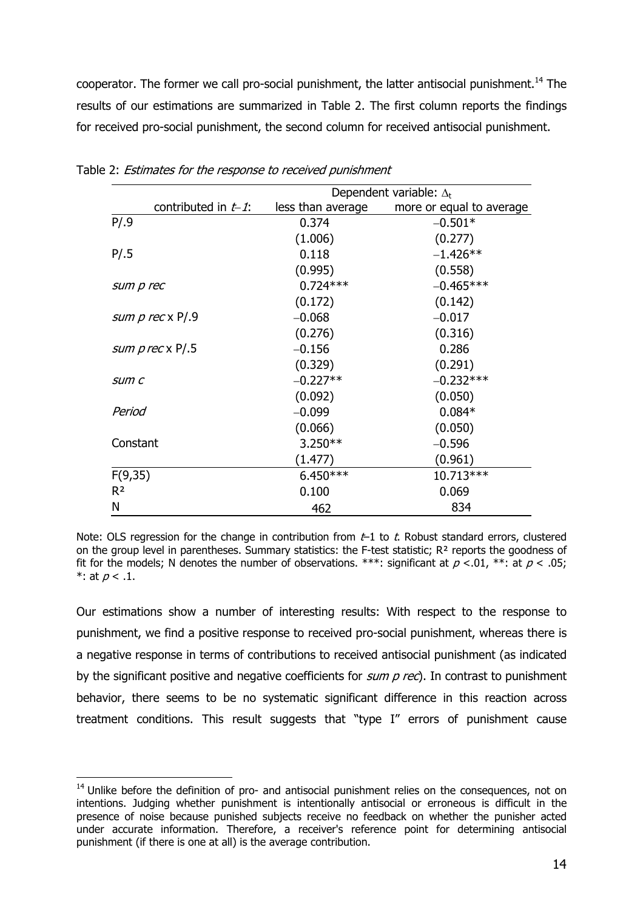cooperator. The former we call pro-social punishment, the latter antisocial punishment.[14] The results of our estimations are summarized in Table 2. The first column reports the findings for received pro-social punishment, the second column for received antisocial punishment.

Table 2: *Estimates for the response to received punishment*

| | Dependent variable: $\Delta_t$ | |
|---|---|---|
| contributed in $t-1$: | less than average | more or equal to average |
| P/.9 | 0.374 | −0.501* |
| | (1.006) | (0.277) |
| P/.5 | 0.118 | −1.426** |
| | (0.995) | (0.558) |
| *sum p rec* | 0.724*** | −0.465*** |
| | (0.172) | (0.142) |
| *sum p rec* x P/.9 | −0.068 | −0.017 |
| | (0.276) | (0.316) |
| *sum p rec* x P/.5 | −0.156 | 0.286 |
| | (0.329) | (0.291) |
| *sum c* | −0.227** | −0.232*** |
| | (0.092) | (0.050) |
| *Period* | −0.099 | 0.084* |
| | (0.066) | (0.050) |
| Constant | 3.250** | −0.596 |
| | (1.477) | (0.961) |
| F(9,35) | 6.450*** | 10.713*** |
| $R^2$ | 0.100 | 0.069 |
| N | 462 | 834 |

Note: OLS regression for the change in contribution from $t$–1 to $t$. Robust standard errors, clustered on the group level in parentheses. Summary statistics: the F-test statistic; $R^2$ reports the goodness of fit for the models; N denotes the number of observations. ***: significant at $p < .01$, **: at $p < .05$; *: at $p < .1$.

Our estimations show a number of interesting results: With respect to the response to punishment, we find a positive response to received pro-social punishment, whereas there is a negative response in terms of contributions to received antisocial punishment (as indicated by the significant positive and negative coefficients for *sum p rec*). In contrast to punishment behavior, there seems to be no systematic significant difference in this reaction across treatment conditions. This result suggests that "type I" errors of punishment cause

[14] Unlike before the definition of pro- and antisocial punishment relies on the consequences, not on intentions. Judging whether punishment is intentionally antisocial or erroneous is difficult in the presence of noise because punished subjects receive no feedback on whether the punisher acted under accurate information. Therefore, a receiver's reference point for determining antisocial punishment (if there is one at all) is the average contribution.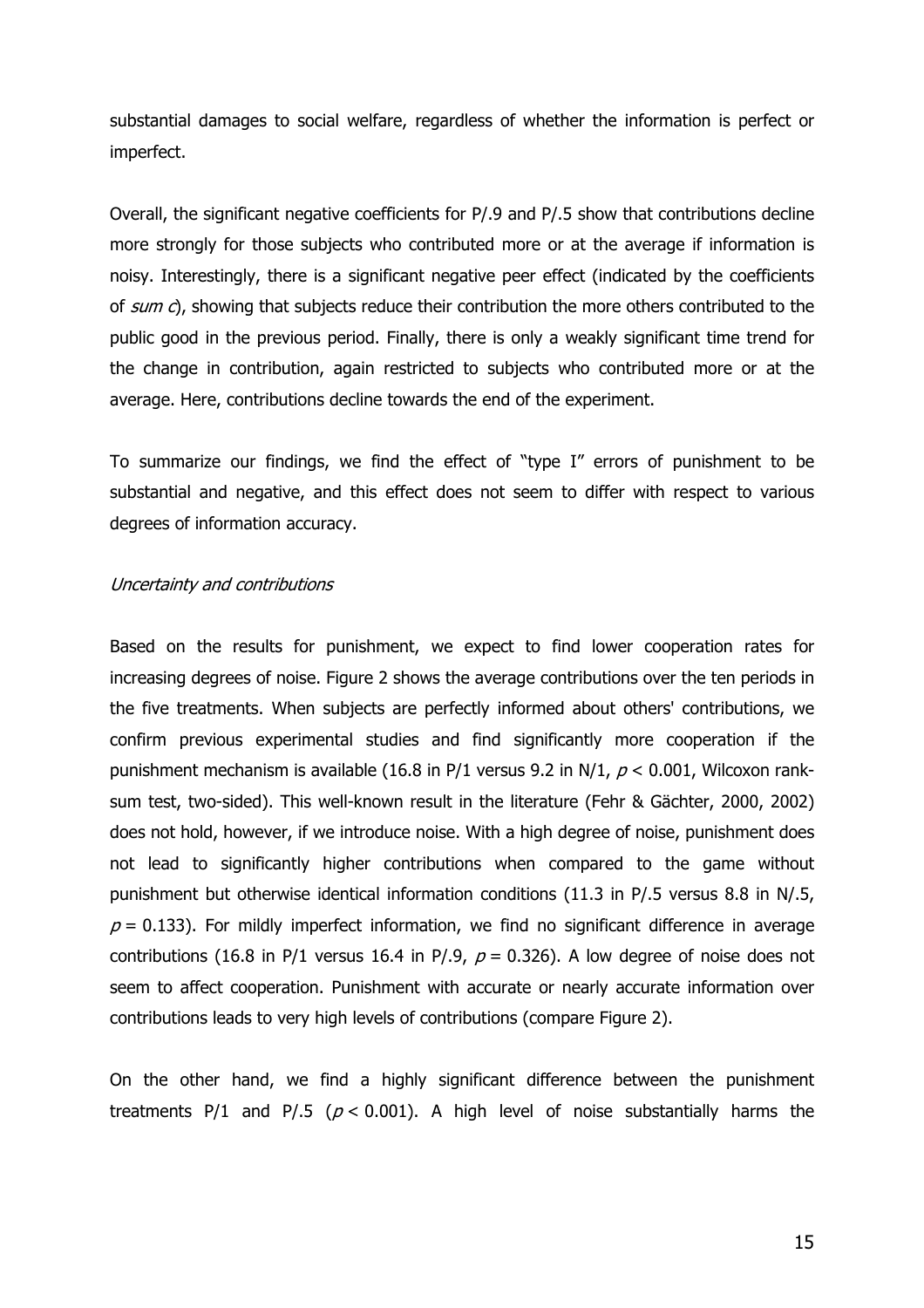substantial damages to social welfare, regardless of whether the information is perfect or imperfect.

Overall, the significant negative coefficients for P/.9 and P/.5 show that contributions decline more strongly for those subjects who contributed more or at the average if information is noisy. Interestingly, there is a significant negative peer effect (indicated by the coefficients of *sum c*), showing that subjects reduce their contribution the more others contributed to the public good in the previous period. Finally, there is only a weakly significant time trend for the change in contribution, again restricted to subjects who contributed more or at the average. Here, contributions decline towards the end of the experiment.

To summarize our findings, we find the effect of "type I" errors of punishment to be substantial and negative, and this effect does not seem to differ with respect to various degrees of information accuracy.

*Uncertainty and contributions*

Based on the results for punishment, we expect to find lower cooperation rates for increasing degrees of noise. Figure 2 shows the average contributions over the ten periods in the five treatments. When subjects are perfectly informed about others' contributions, we confirm previous experimental studies and find significantly more cooperation if the punishment mechanism is available (16.8 in P/1 versus 9.2 in N/1, $p < 0.001$, Wilcoxon rank-sum test, two-sided). This well-known result in the literature (Fehr & Gächter, 2000, 2002) does not hold, however, if we introduce noise. With a high degree of noise, punishment does not lead to significantly higher contributions when compared to the game without punishment but otherwise identical information conditions (11.3 in P/.5 versus 8.8 in N/.5, $p = 0.133$). For mildly imperfect information, we find no significant difference in average contributions (16.8 in P/1 versus 16.4 in P/.9, $p = 0.326$). A low degree of noise does not seem to affect cooperation. Punishment with accurate or nearly accurate information over contributions leads to very high levels of contributions (compare Figure 2).

On the other hand, we find a highly significant difference between the punishment treatments P/1 and P/.5 ($p < 0.001$). A high level of noise substantially harms the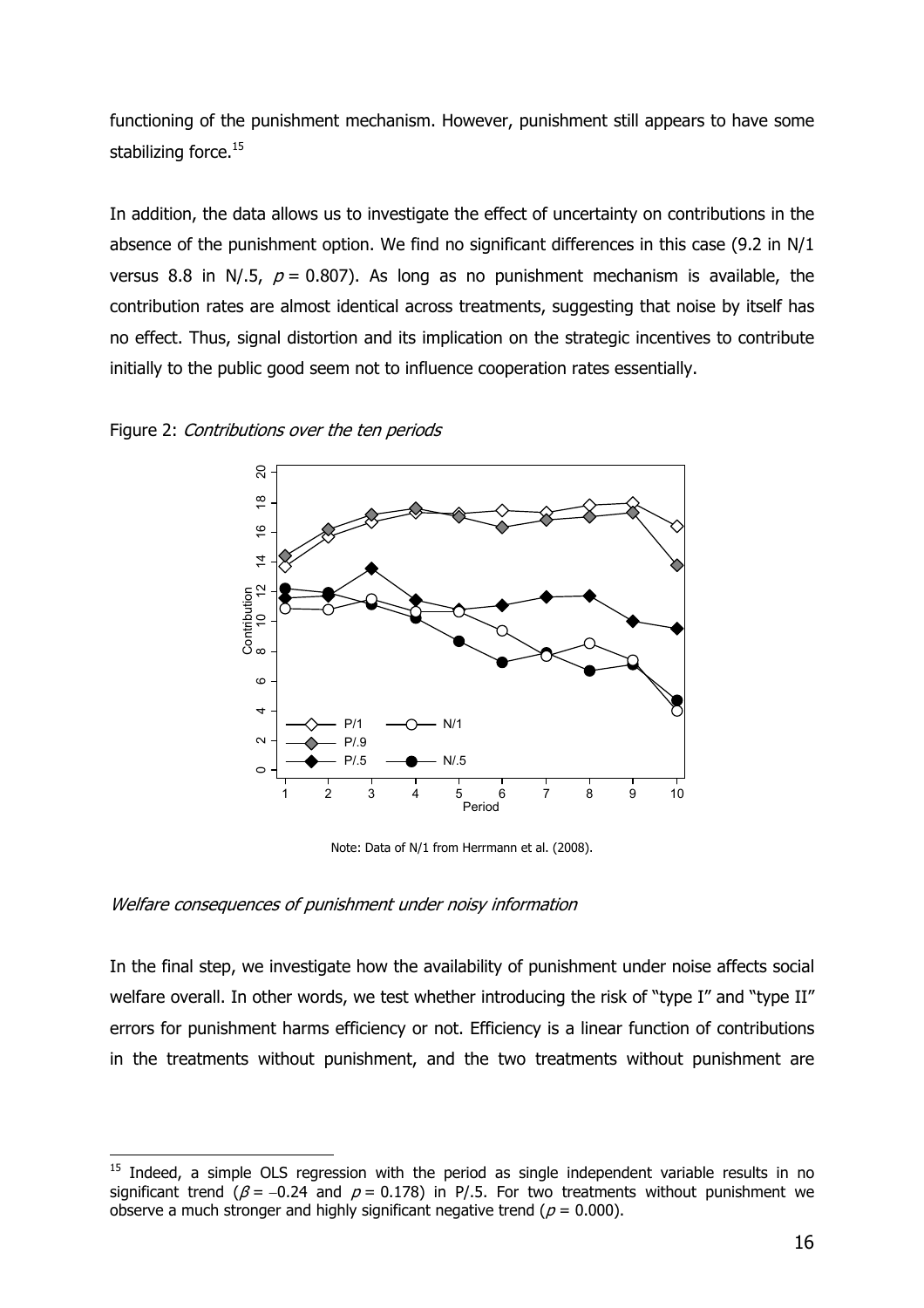functioning of the punishment mechanism. However, punishment still appears to have some stabilizing force.[15]

In addition, the data allows us to investigate the effect of uncertainty on contributions in the absence of the punishment option. We find no significant differences in this case (9.2 in N/1 versus 8.8 in N/.5, $p = 0.807$). As long as no punishment mechanism is available, the contribution rates are almost identical across treatments, suggesting that noise by itself has no effect. Thus, signal distortion and its implication on the strategic incentives to contribute initially to the public good seem not to influence cooperation rates essentially.

Figure 2: *Contributions over the ten periods*

Note: Data of N/1 from Herrmann et al. (2008).

*Welfare consequences of punishment under noisy information*

In the final step, we investigate how the availability of punishment under noise affects social welfare overall. In other words, we test whether introducing the risk of "type I" and "type II" errors for punishment harms efficiency or not. Efficiency is a linear function of contributions in the treatments without punishment, and the two treatments without punishment are

[15] Indeed, a simple OLS regression with the period as single independent variable results in no significant trend ($\beta = -0.24$ and $p = 0.178$) in P/.5. For two treatments without punishment we observe a much stronger and highly significant negative trend ($p = 0.000$).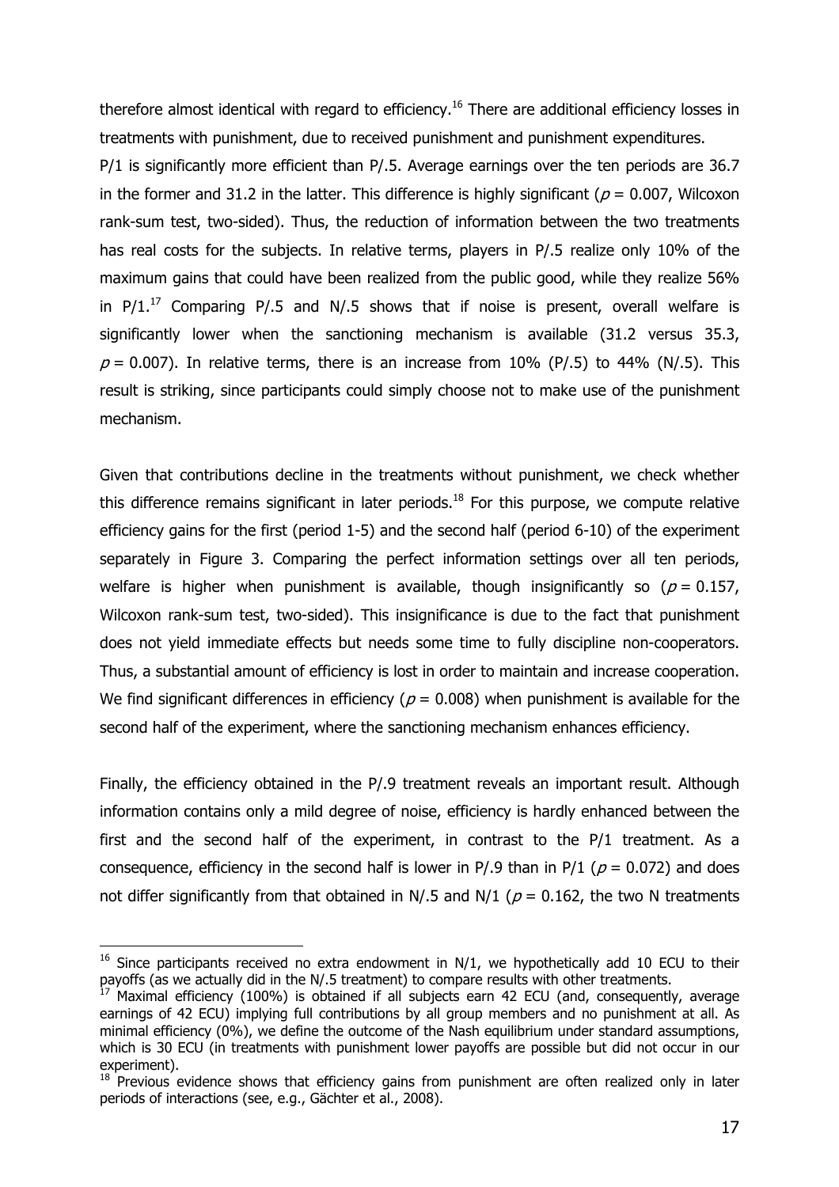therefore almost identical with regard to efficiency.[16] There are additional efficiency losses in treatments with punishment, due to received punishment and punishment expenditures.

P/1 is significantly more efficient than P/.5. Average earnings over the ten periods are 36.7 in the former and 31.2 in the latter. This difference is highly significant ($p = 0.007$, Wilcoxon rank-sum test, two-sided). Thus, the reduction of information between the two treatments has real costs for the subjects. In relative terms, players in P/.5 realize only 10% of the maximum gains that could have been realized from the public good, while they realize 56% in P/1.[17] Comparing P/.5 and N/.5 shows that if noise is present, overall welfare is significantly lower when the sanctioning mechanism is available (31.2 versus 35.3, $p = 0.007$). In relative terms, there is an increase from 10% (P/.5) to 44% (N/.5). This result is striking, since participants could simply choose not to make use of the punishment mechanism.

Given that contributions decline in the treatments without punishment, we check whether this difference remains significant in later periods.[18] For this purpose, we compute relative efficiency gains for the first (period 1-5) and the second half (period 6-10) of the experiment separately in Figure 3. Comparing the perfect information settings over all ten periods, welfare is higher when punishment is available, though insignificantly so ($p = 0.157$, Wilcoxon rank-sum test, two-sided). This insignificance is due to the fact that punishment does not yield immediate effects but needs some time to fully discipline non-cooperators. Thus, a substantial amount of efficiency is lost in order to maintain and increase cooperation. We find significant differences in efficiency ($p = 0.008$) when punishment is available for the second half of the experiment, where the sanctioning mechanism enhances efficiency.

Finally, the efficiency obtained in the P/.9 treatment reveals an important result. Although information contains only a mild degree of noise, efficiency is hardly enhanced between the first and the second half of the experiment, in contrast to the P/1 treatment. As a consequence, efficiency in the second half is lower in P/.9 than in P/1 ($p = 0.072$) and does not differ significantly from that obtained in N/.5 and N/1 ($p = 0.162$, the two N treatments

---

[16] Since participants received no extra endowment in N/1, we hypothetically add 10 ECU to their payoffs (as we actually did in the N/.5 treatment) to compare results with other treatments.

[17] Maximal efficiency (100%) is obtained if all subjects earn 42 ECU (and, consequently, average earnings of 42 ECU) implying full contributions by all group members and no punishment at all. As minimal efficiency (0%), we define the outcome of the Nash equilibrium under standard assumptions, which is 30 ECU (in treatments with punishment lower payoffs are possible but did not occur in our experiment).

[18] Previous evidence shows that efficiency gains from punishment are often realized only in later periods of interactions (see, e.g., Gächter et al., 2008).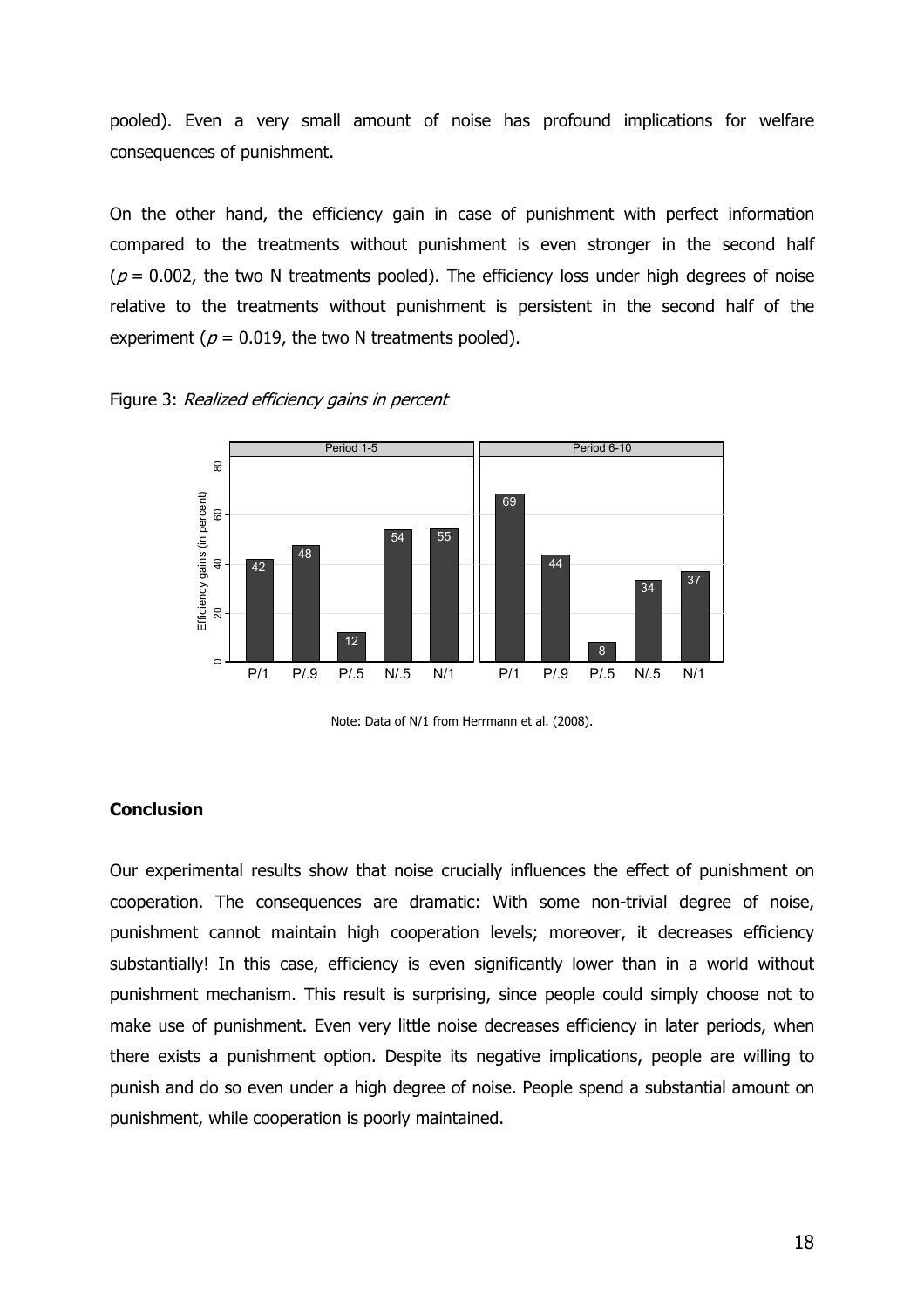pooled). Even a very small amount of noise has profound implications for welfare consequences of punishment.

On the other hand, the efficiency gain in case of punishment with perfect information compared to the treatments without punishment is even stronger in the second half ($p$ = 0.002, the two N treatments pooled). The efficiency loss under high degrees of noise relative to the treatments without punishment is persistent in the second half of the experiment ($p$ = 0.019, the two N treatments pooled).

Figure 3: *Realized efficiency gains in percent*

| Treatment | Period 1-5 | Period 6-10 |
|---|---|---|
| P/1 | 42 | 69 |
| P/.9 | 48 | 44 |
| P/.5 | 12 | 8 |
| N/.5 | 54 | 34 |
| N/1 | 55 | 37 |

Note: Data of N/1 from Herrmann et al. (2008).

**Conclusion**

Our experimental results show that noise crucially influences the effect of punishment on cooperation. The consequences are dramatic: With some non-trivial degree of noise, punishment cannot maintain high cooperation levels; moreover, it decreases efficiency substantially! In this case, efficiency is even significantly lower than in a world without punishment mechanism. This result is surprising, since people could simply choose not to make use of punishment. Even very little noise decreases efficiency in later periods, when there exists a punishment option. Despite its negative implications, people are willing to punish and do so even under a high degree of noise. People spend a substantial amount on punishment, while cooperation is poorly maintained.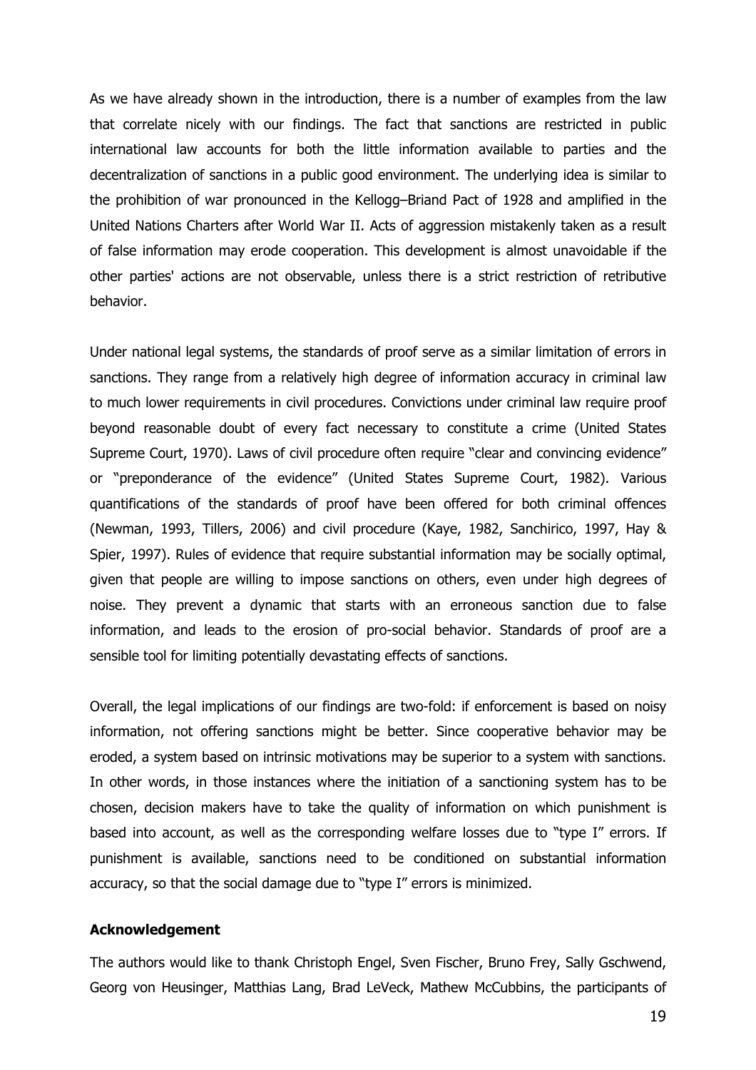As we have already shown in the introduction, there is a number of examples from the law that correlate nicely with our findings. The fact that sanctions are restricted in public international law accounts for both the little information available to parties and the decentralization of sanctions in a public good environment. The underlying idea is similar to the prohibition of war pronounced in the Kellogg–Briand Pact of 1928 and amplified in the United Nations Charters after World War II. Acts of aggression mistakenly taken as a result of false information may erode cooperation. This development is almost unavoidable if the other parties' actions are not observable, unless there is a strict restriction of retributive behavior.

Under national legal systems, the standards of proof serve as a similar limitation of errors in sanctions. They range from a relatively high degree of information accuracy in criminal law to much lower requirements in civil procedures. Convictions under criminal law require proof beyond reasonable doubt of every fact necessary to constitute a crime (United States Supreme Court, 1970). Laws of civil procedure often require "clear and convincing evidence" or "preponderance of the evidence" (United States Supreme Court, 1982). Various quantifications of the standards of proof have been offered for both criminal offences (Newman, 1993, Tillers, 2006) and civil procedure (Kaye, 1982, Sanchirico, 1997, Hay & Spier, 1997). Rules of evidence that require substantial information may be socially optimal, given that people are willing to impose sanctions on others, even under high degrees of noise. They prevent a dynamic that starts with an erroneous sanction due to false information, and leads to the erosion of pro-social behavior. Standards of proof are a sensible tool for limiting potentially devastating effects of sanctions.

Overall, the legal implications of our findings are two-fold: if enforcement is based on noisy information, not offering sanctions might be better. Since cooperative behavior may be eroded, a system based on intrinsic motivations may be superior to a system with sanctions. In other words, in those instances where the initiation of a sanctioning system has to be chosen, decision makers have to take the quality of information on which punishment is based into account, as well as the corresponding welfare losses due to "type I" errors. If punishment is available, sanctions need to be conditioned on substantial information accuracy, so that the social damage due to "type I" errors is minimized.

**Acknowledgement**

The authors would like to thank Christoph Engel, Sven Fischer, Bruno Frey, Sally Gschwend, Georg von Heusinger, Matthias Lang, Brad LeVeck, Mathew McCubbins, the participants of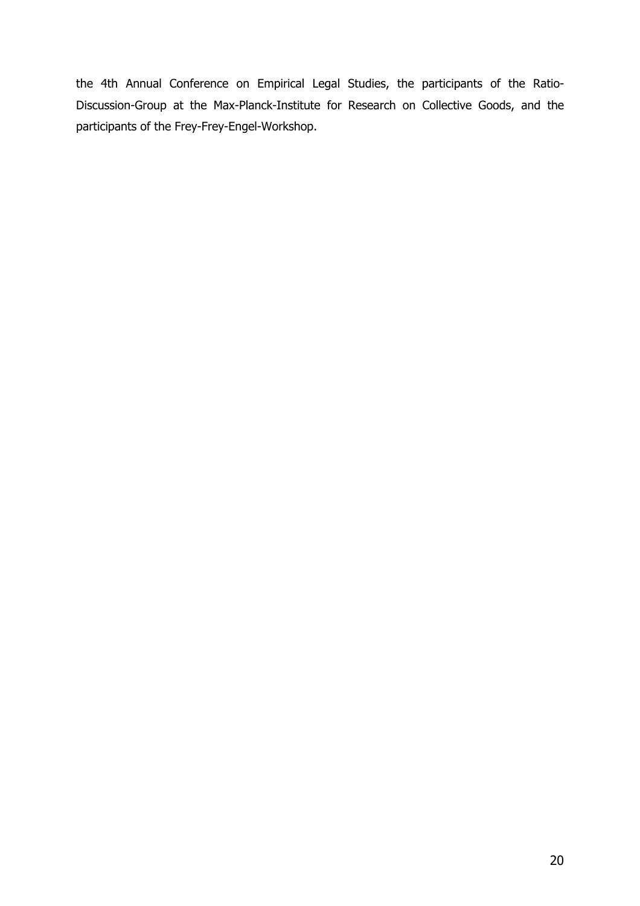the 4th Annual Conference on Empirical Legal Studies, the participants of the Ratio-Discussion-Group at the Max-Planck-Institute for Research on Collective Goods, and the participants of the Frey-Frey-Engel-Workshop.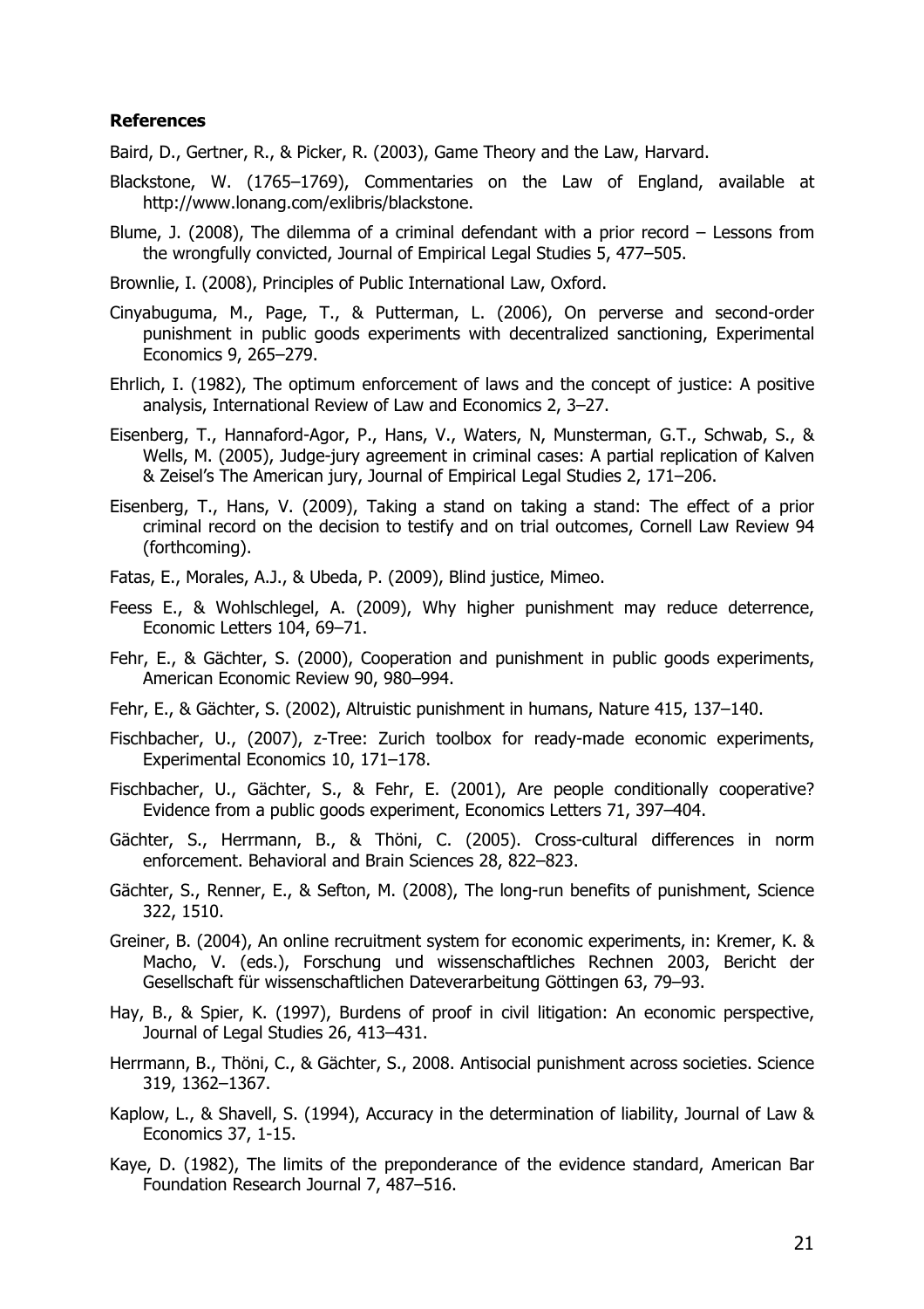**References**

Baird, D., Gertner, R., & Picker, R. (2003), Game Theory and the Law, Harvard.

Blackstone, W. (1765–1769), Commentaries on the Law of England, available at http://www.lonang.com/exlibris/blackstone.

Blume, J. (2008), The dilemma of a criminal defendant with a prior record – Lessons from the wrongfully convicted, Journal of Empirical Legal Studies 5, 477–505.

Brownlie, I. (2008), Principles of Public International Law, Oxford.

Cinyabuguma, M., Page, T., & Putterman, L. (2006), On perverse and second-order punishment in public goods experiments with decentralized sanctioning, Experimental Economics 9, 265–279.

Ehrlich, I. (1982), The optimum enforcement of laws and the concept of justice: A positive analysis, International Review of Law and Economics 2, 3–27.

Eisenberg, T., Hannaford-Agor, P., Hans, V., Waters, N, Munsterman, G.T., Schwab, S., & Wells, M. (2005), Judge-jury agreement in criminal cases: A partial replication of Kalven & Zeisel's The American jury, Journal of Empirical Legal Studies 2, 171–206.

Eisenberg, T., Hans, V. (2009), Taking a stand on taking a stand: The effect of a prior criminal record on the decision to testify and on trial outcomes, Cornell Law Review 94 (forthcoming).

Fatas, E., Morales, A.J., & Ubeda, P. (2009), Blind justice, Mimeo.

Feess E., & Wohlschlegel, A. (2009), Why higher punishment may reduce deterrence, Economic Letters 104, 69–71.

Fehr, E., & Gächter, S. (2000), Cooperation and punishment in public goods experiments, American Economic Review 90, 980–994.

Fehr, E., & Gächter, S. (2002), Altruistic punishment in humans, Nature 415, 137–140.

Fischbacher, U., (2007), z-Tree: Zurich toolbox for ready-made economic experiments, Experimental Economics 10, 171–178.

Fischbacher, U., Gächter, S., & Fehr, E. (2001), Are people conditionally cooperative? Evidence from a public goods experiment, Economics Letters 71, 397–404.

Gächter, S., Herrmann, B., & Thöni, C. (2005). Cross-cultural differences in norm enforcement. Behavioral and Brain Sciences 28, 822–823.

Gächter, S., Renner, E., & Sefton, M. (2008), The long-run benefits of punishment, Science 322, 1510.

Greiner, B. (2004), An online recruitment system for economic experiments, in: Kremer, K. & Macho, V. (eds.), Forschung und wissenschaftliches Rechnen 2003, Bericht der Gesellschaft für wissenschaftlichen Dateverarbeitung Göttingen 63, 79–93.

Hay, B., & Spier, K. (1997), Burdens of proof in civil litigation: An economic perspective, Journal of Legal Studies 26, 413–431.

Herrmann, B., Thöni, C., & Gächter, S., 2008. Antisocial punishment across societies. Science 319, 1362–1367.

Kaplow, L., & Shavell, S. (1994), Accuracy in the determination of liability, Journal of Law & Economics 37, 1-15.

Kaye, D. (1982), The limits of the preponderance of the evidence standard, American Bar Foundation Research Journal 7, 487–516.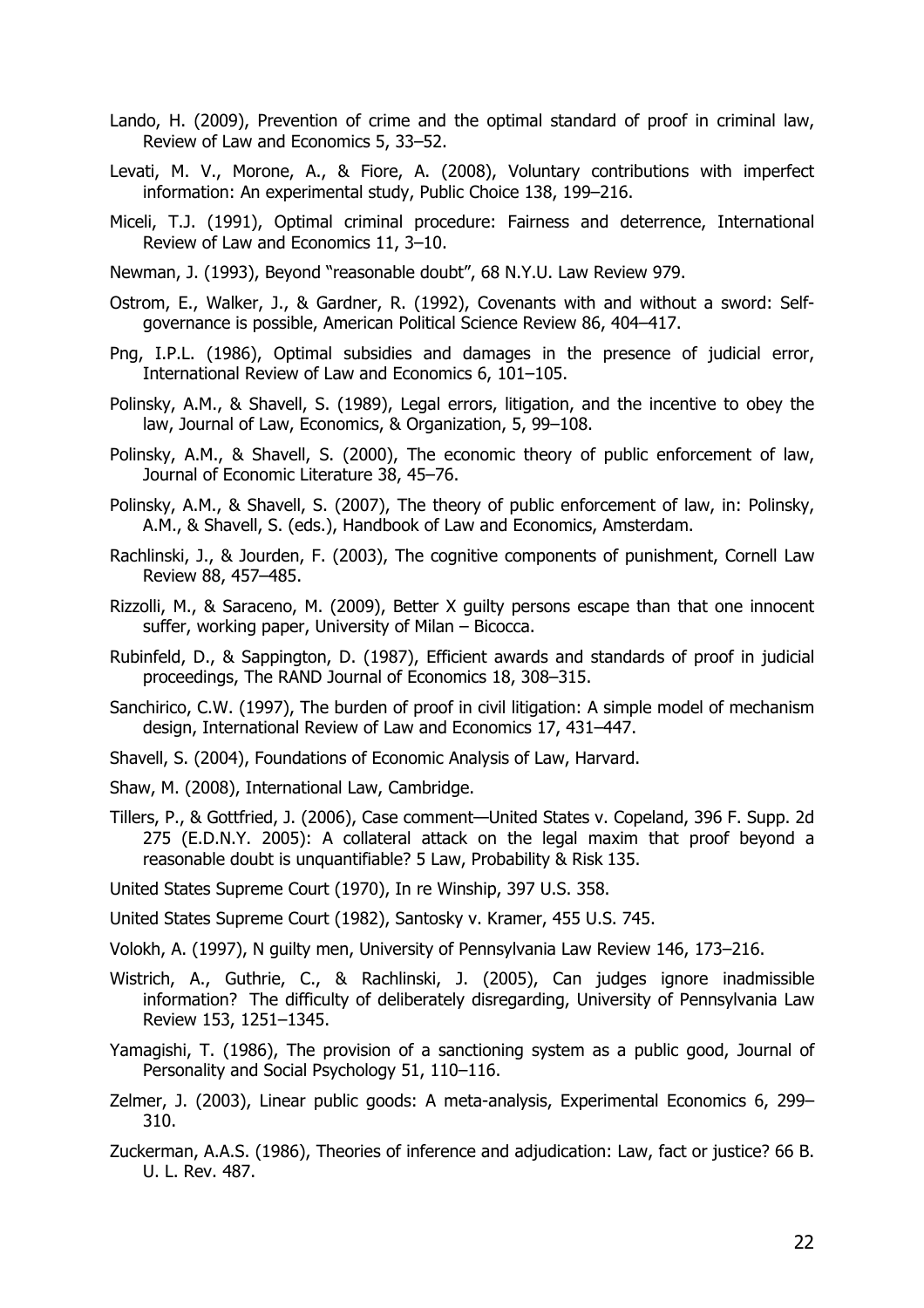Lando, H. (2009), Prevention of crime and the optimal standard of proof in criminal law, Review of Law and Economics 5, 33–52.

Levati, M. V., Morone, A., & Fiore, A. (2008), Voluntary contributions with imperfect information: An experimental study, Public Choice 138, 199–216.

Miceli, T.J. (1991), Optimal criminal procedure: Fairness and deterrence, International Review of Law and Economics 11, 3–10.

Newman, J. (1993), Beyond "reasonable doubt", 68 N.Y.U. Law Review 979.

Ostrom, E., Walker, J., & Gardner, R. (1992), Covenants with and without a sword: Self-governance is possible, American Political Science Review 86, 404–417.

Png, I.P.L. (1986), Optimal subsidies and damages in the presence of judicial error, International Review of Law and Economics 6, 101–105.

Polinsky, A.M., & Shavell, S. (1989), Legal errors, litigation, and the incentive to obey the law, Journal of Law, Economics, & Organization, 5, 99–108.

Polinsky, A.M., & Shavell, S. (2000), The economic theory of public enforcement of law, Journal of Economic Literature 38, 45–76.

Polinsky, A.M., & Shavell, S. (2007), The theory of public enforcement of law, in: Polinsky, A.M., & Shavell, S. (eds.), Handbook of Law and Economics, Amsterdam.

Rachlinski, J., & Jourden, F. (2003), The cognitive components of punishment, Cornell Law Review 88, 457–485.

Rizzolli, M., & Saraceno, M. (2009), Better X guilty persons escape than that one innocent suffer, working paper, University of Milan – Bicocca.

Rubinfeld, D., & Sappington, D. (1987), Efficient awards and standards of proof in judicial proceedings, The RAND Journal of Economics 18, 308–315.

Sanchirico, C.W. (1997), The burden of proof in civil litigation: A simple model of mechanism design, International Review of Law and Economics 17, 431–447.

Shavell, S. (2004), Foundations of Economic Analysis of Law, Harvard.

Shaw, M. (2008), International Law, Cambridge.

Tillers, P., & Gottfried, J. (2006), Case comment—United States v. Copeland, 396 F. Supp. 2d 275 (E.D.N.Y. 2005): A collateral attack on the legal maxim that proof beyond a reasonable doubt is unquantifiable? 5 Law, Probability & Risk 135.

United States Supreme Court (1970), In re Winship, 397 U.S. 358.

United States Supreme Court (1982), Santosky v. Kramer, 455 U.S. 745.

Volokh, A. (1997), N guilty men, University of Pennsylvania Law Review 146, 173–216.

Wistrich, A., Guthrie, C., & Rachlinski, J. (2005), Can judges ignore inadmissible information? The difficulty of deliberately disregarding, University of Pennsylvania Law Review 153, 1251–1345.

Yamagishi, T. (1986), The provision of a sanctioning system as a public good, Journal of Personality and Social Psychology 51, 110–116.

Zelmer, J. (2003), Linear public goods: A meta-analysis, Experimental Economics 6, 299–310.

Zuckerman, A.A.S. (1986), Theories of inference and adjudication: Law, fact or justice? 66 B. U. L. Rev. 487.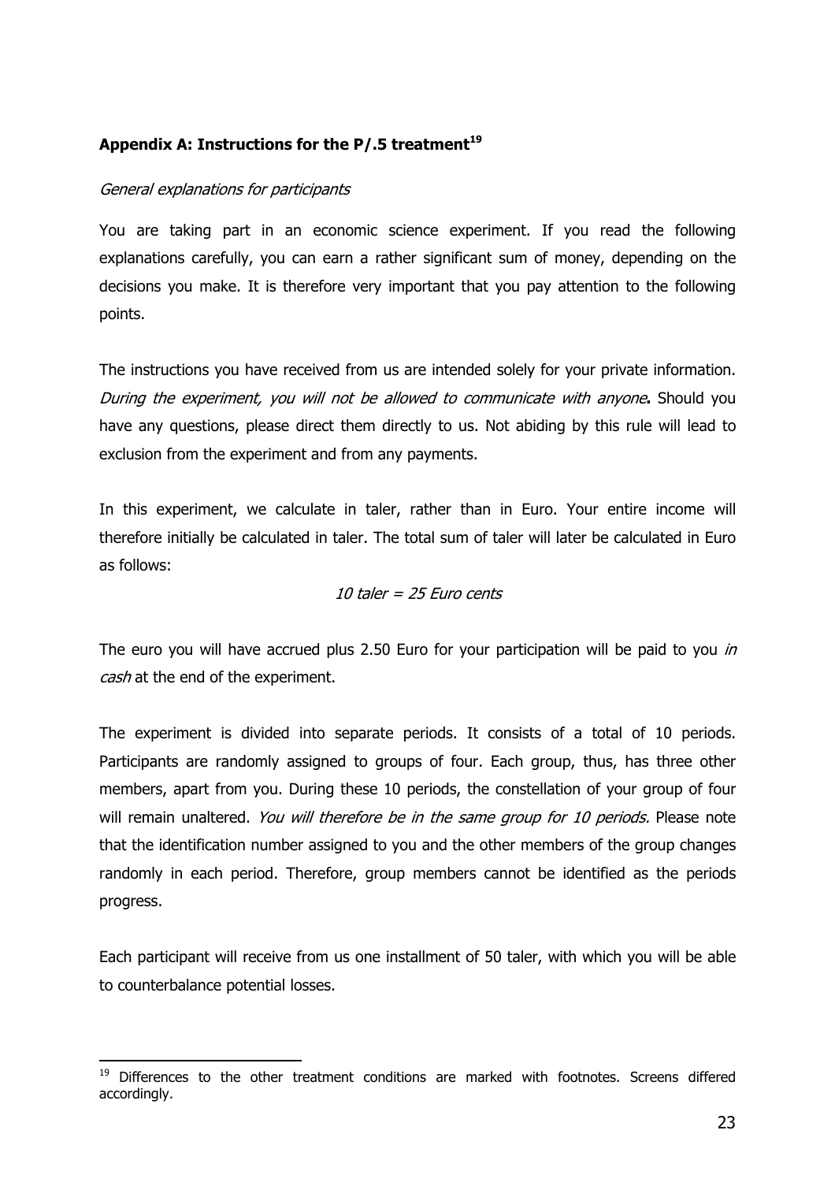## Appendix A: Instructions for the P/.5 treatment[19]

*General explanations for participants*

You are taking part in an economic science experiment. If you read the following explanations carefully, you can earn a rather significant sum of money, depending on the decisions you make. It is therefore very important that you pay attention to the following points.

The instructions you have received from us are intended solely for your private information. *During the experiment, you will not be allowed to communicate with anyone*. Should you have any questions, please direct them directly to us. Not abiding by this rule will lead to exclusion from the experiment and from any payments.

In this experiment, we calculate in taler, rather than in Euro. Your entire income will therefore initially be calculated in taler. The total sum of taler will later be calculated in Euro as follows:

*10 taler = 25 Euro cents*

The euro you will have accrued plus 2.50 Euro for your participation will be paid to you *in cash* at the end of the experiment.

The experiment is divided into separate periods. It consists of a total of 10 periods. Participants are randomly assigned to groups of four. Each group, thus, has three other members, apart from you. During these 10 periods, the constellation of your group of four will remain unaltered. *You will therefore be in the same group for 10 periods.* Please note that the identification number assigned to you and the other members of the group changes randomly in each period. Therefore, group members cannot be identified as the periods progress.

Each participant will receive from us one installment of 50 taler, with which you will be able to counterbalance potential losses.

---

[19] Differences to the other treatment conditions are marked with footnotes. Screens differed accordingly.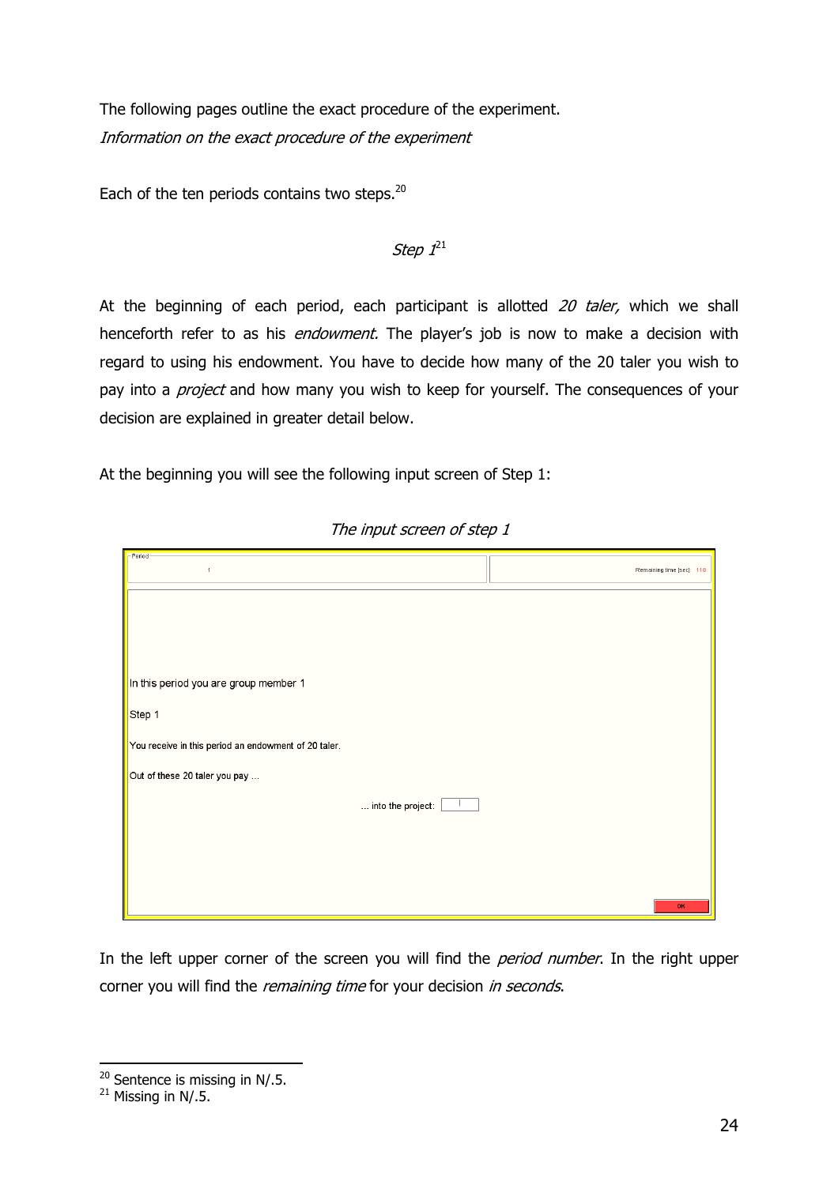The following pages outline the exact procedure of the experiment.

*Information on the exact procedure of the experiment*

Each of the ten periods contains two steps.[20]

### *Step 1*[21]

At the beginning of each period, each participant is allotted *20 taler,* which we shall henceforth refer to as his *endowment.* The player's job is now to make a decision with regard to using his endowment. You have to decide how many of the 20 taler you wish to pay into a *project* and how many you wish to keep for yourself. The consequences of your decision are explained in greater detail below.

At the beginning you will see the following input screen of Step 1:

*The input screen of step 1*

Period
1

Remaining time [sec]: 118

In this period you are group member 1

Step 1

You receive in this period an endowment of 20 taler.

Out of these 20 taler you pay ...

... into the project:

OK

In the left upper corner of the screen you will find the *period number*. In the right upper corner you will find the *remaining time* for your decision *in seconds*.

[20] Sentence is missing in N/.5.

[21] Missing in N/.5.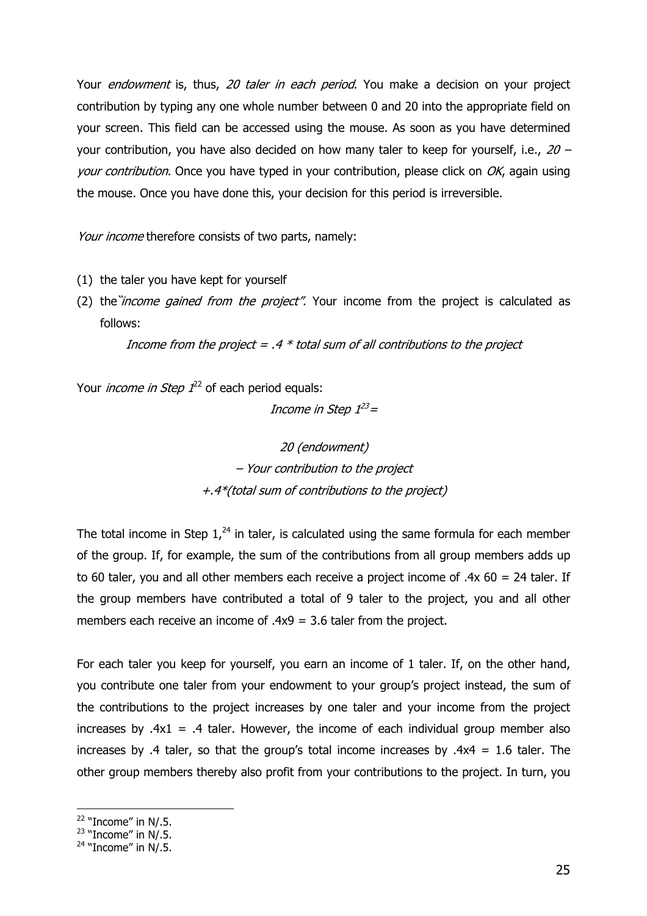Your *endowment* is, thus, *20 taler in each period*. You make a decision on your project contribution by typing any one whole number between 0 and 20 into the appropriate field on your screen. This field can be accessed using the mouse. As soon as you have determined your contribution, you have also decided on how many taler to keep for yourself, i.e., *20 – your contribution*. Once you have typed in your contribution, please click on *OK*, again using the mouse. Once you have done this, your decision for this period is irreversible.

*Your income* therefore consists of two parts, namely:

(1) the taler you have kept for yourself
(2) the "*income gained from the project".* Your income from the project is calculated as follows:

*Income from the project = .4 * total sum of all contributions to the project*

Your *income in Step 1*[22] of each period equals:

*Income in Step 1*[23] *=*

*20 (endowment)*
*– Your contribution to the project*
*+.4*(total sum of contributions to the project)*

The total income in Step 1,[24] in taler, is calculated using the same formula for each member of the group. If, for example, the sum of the contributions from all group members adds up to 60 taler, you and all other members each receive a project income of .4x 60 = 24 taler. If the group members have contributed a total of 9 taler to the project, you and all other members each receive an income of .4x9 = 3.6 taler from the project.

For each taler you keep for yourself, you earn an income of 1 taler. If, on the other hand, you contribute one taler from your endowment to your group's project instead, the sum of the contributions to the project increases by one taler and your income from the project increases by .4x1 = .4 taler. However, the income of each individual group member also increases by .4 taler, so that the group's total income increases by .4x4 = 1.6 taler. The other group members thereby also profit from your contributions to the project. In turn, you

---

[22] "Income" in N/.5.
[23] "Income" in N/.5.
[24] "Income" in N/.5.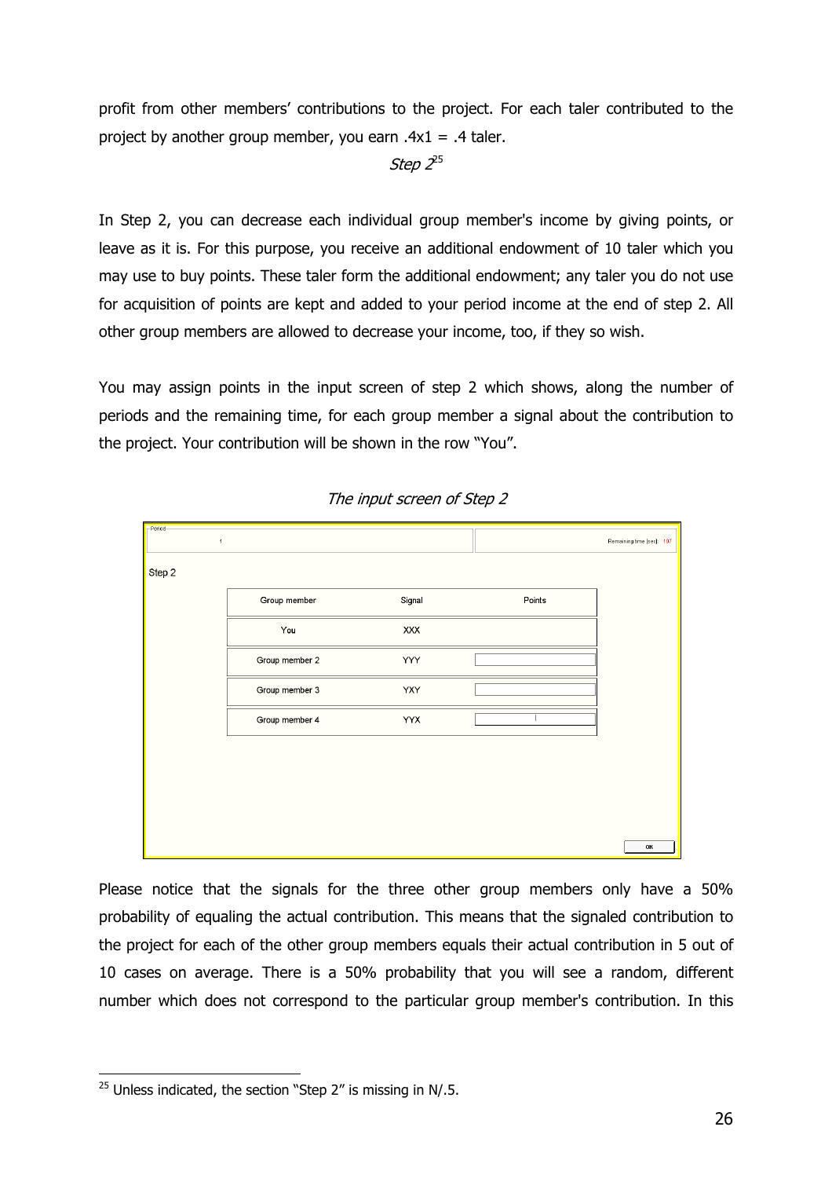profit from other members' contributions to the project. For each taler contributed to the project by another group member, you earn .4x1 = .4 taler.

*Step 2*[25]

In Step 2, you can decrease each individual group member's income by giving points, or leave as it is. For this purpose, you receive an additional endowment of 10 taler which you may use to buy points. These taler form the additional endowment; any taler you do not use for acquisition of points are kept and added to your period income at the end of step 2. All other group members are allowed to decrease your income, too, if they so wish.

You may assign points in the input screen of step 2 which shows, along the number of periods and the remaining time, for each group member a signal about the contribution to the project. Your contribution will be shown in the row "You".

*The input screen of Step 2*

Period 1 | Remaining time [sec]: 107

Step 2

| Group member | Signal | Points |
|---|---|---|
| You | XXX | |
| Group member 2 | YYY | |
| Group member 3 | YXY | |
| Group member 4 | YYX | |

OK

Please notice that the signals for the three other group members only have a 50% probability of equaling the actual contribution. This means that the signaled contribution to the project for each of the other group members equals their actual contribution in 5 out of 10 cases on average. There is a 50% probability that you will see a random, different number which does not correspond to the particular group member's contribution. In this

[25] Unless indicated, the section "Step 2" is missing in N/.5.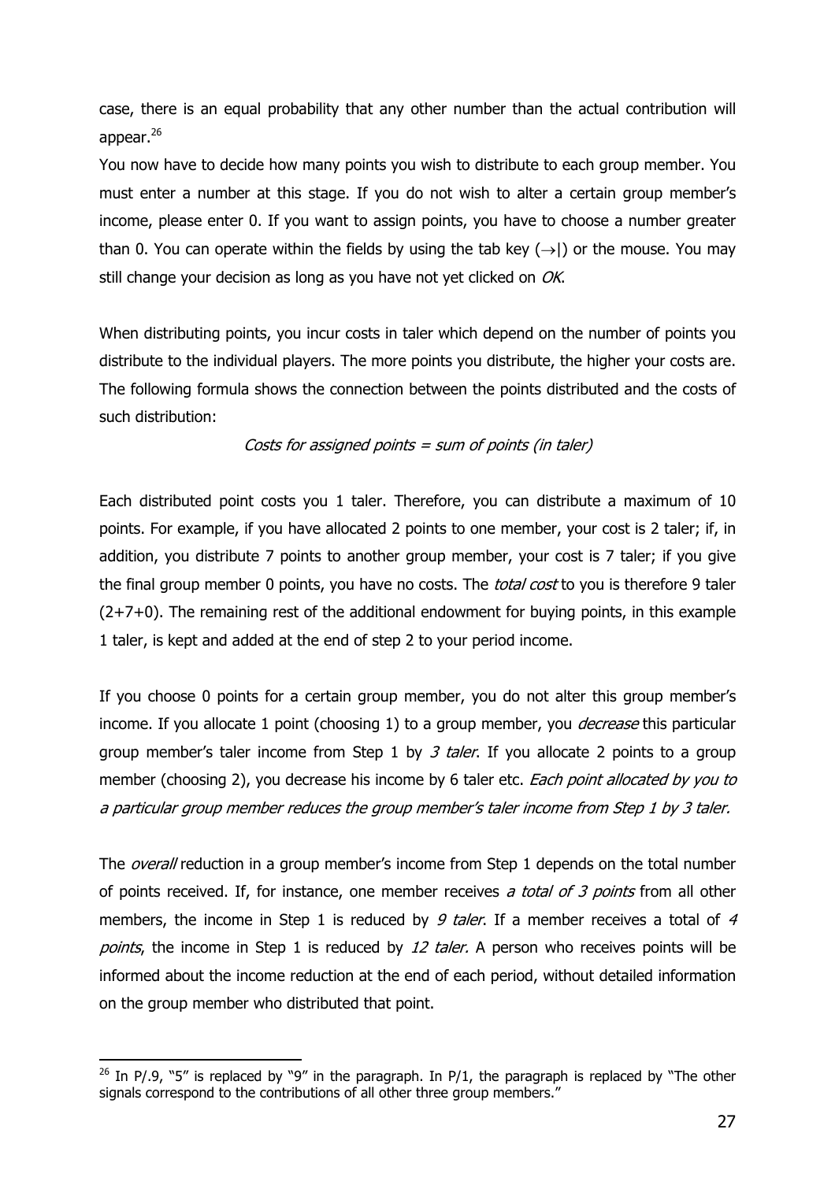case, there is an equal probability that any other number than the actual contribution will appear.[26]

You now have to decide how many points you wish to distribute to each group member. You must enter a number at this stage. If you do not wish to alter a certain group member's income, please enter 0. If you want to assign points, you have to choose a number greater than 0. You can operate within the fields by using the tab key (→|) or the mouse. You may still change your decision as long as you have not yet clicked on *OK*.

When distributing points, you incur costs in taler which depend on the number of points you distribute to the individual players. The more points you distribute, the higher your costs are. The following formula shows the connection between the points distributed and the costs of such distribution:

*Costs for assigned points = sum of points (in taler)*

Each distributed point costs you 1 taler. Therefore, you can distribute a maximum of 10 points. For example, if you have allocated 2 points to one member, your cost is 2 taler; if, in addition, you distribute 7 points to another group member, your cost is 7 taler; if you give the final group member 0 points, you have no costs. The *total cost* to you is therefore 9 taler (2+7+0). The remaining rest of the additional endowment for buying points, in this example 1 taler, is kept and added at the end of step 2 to your period income.

If you choose 0 points for a certain group member, you do not alter this group member's income. If you allocate 1 point (choosing 1) to a group member, you *decrease* this particular group member's taler income from Step 1 by *3 taler*. If you allocate 2 points to a group member (choosing 2), you decrease his income by 6 taler etc. *Each point allocated by you to a particular group member reduces the group member's taler income from Step 1 by 3 taler.*

The *overall* reduction in a group member's income from Step 1 depends on the total number of points received. If, for instance, one member receives *a total of 3 points* from all other members, the income in Step 1 is reduced by *9 taler*. If a member receives a total of *4 points*, the income in Step 1 is reduced by *12 taler.* A person who receives points will be informed about the income reduction at the end of each period, without detailed information on the group member who distributed that point.

---

[26] In P/.9, "5" is replaced by "9" in the paragraph. In P/1, the paragraph is replaced by "The other signals correspond to the contributions of all other three group members."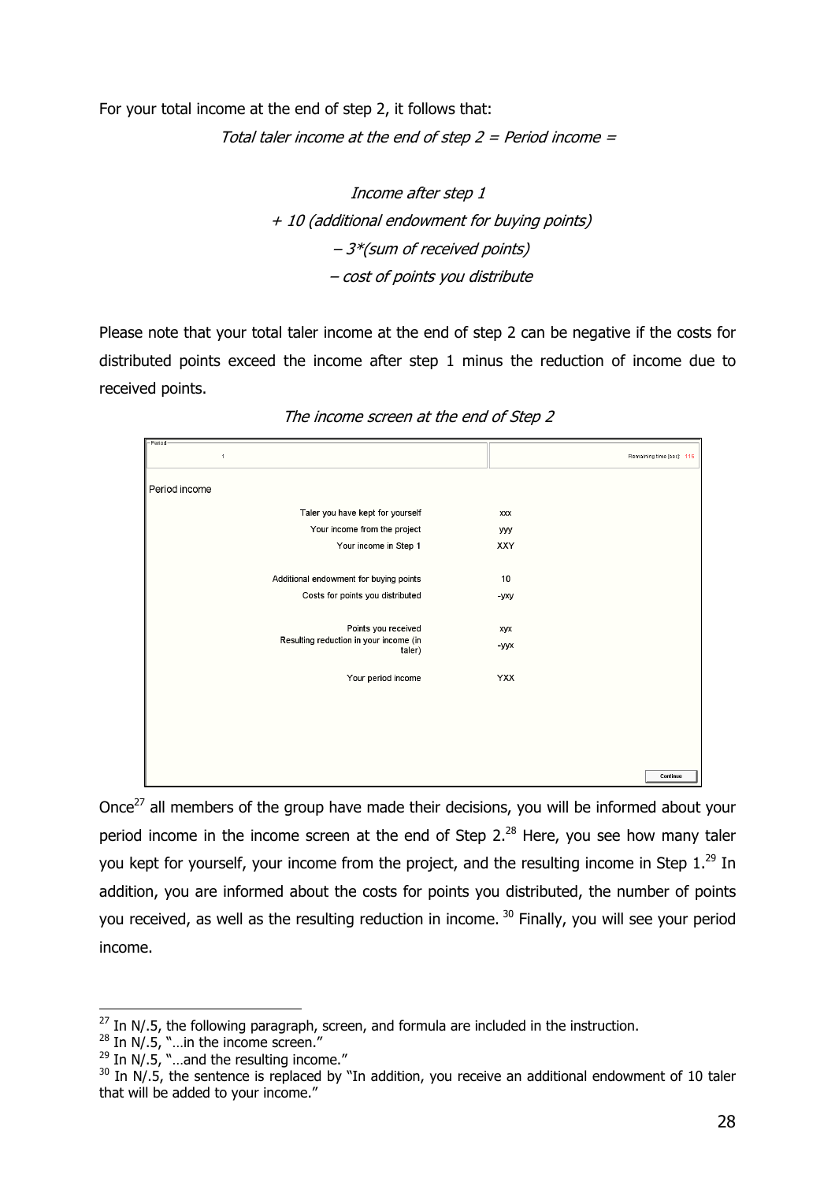For your total income at the end of step 2, it follows that:

*Total taler income at the end of step 2 = Period income =*

*Income after step 1*

*+ 10 (additional endowment for buying points)*

*– 3*(sum of received points)*

*– cost of points you distribute*

Please note that your total taler income at the end of step 2 can be negative if the costs for distributed points exceed the income after step 1 minus the reduction of income due to received points.

*The income screen at the end of Step 2*

| Period 1 | Remaining time [sec]: 115 |
|---|---|
| **Period income** | |
| Taler you have kept for yourself | xxx |
| Your income from the project | yyy |
| Your income in Step 1 | XXY |
| Additional endowment for buying points | 10 |
| Costs for points you distributed | -yxy |
| Points you received | xyx |
| Resulting reduction in your income (in taler) | -yyx |
| Your period income | YXX |
| | Continue |

Once[27] all members of the group have made their decisions, you will be informed about your period income in the income screen at the end of Step 2.[28] Here, you see how many taler you kept for yourself, your income from the project, and the resulting income in Step 1.[29] In addition, you are informed about the costs for points you distributed, the number of points you received, as well as the resulting reduction in income.[30] Finally, you will see your period income.

---

[27] In N/.5, the following paragraph, screen, and formula are included in the instruction.

[28] In N/.5, "…in the income screen."

[29] In N/.5, "…and the resulting income."

[30] In N/.5, the sentence is replaced by "In addition, you receive an additional endowment of 10 taler that will be added to your income."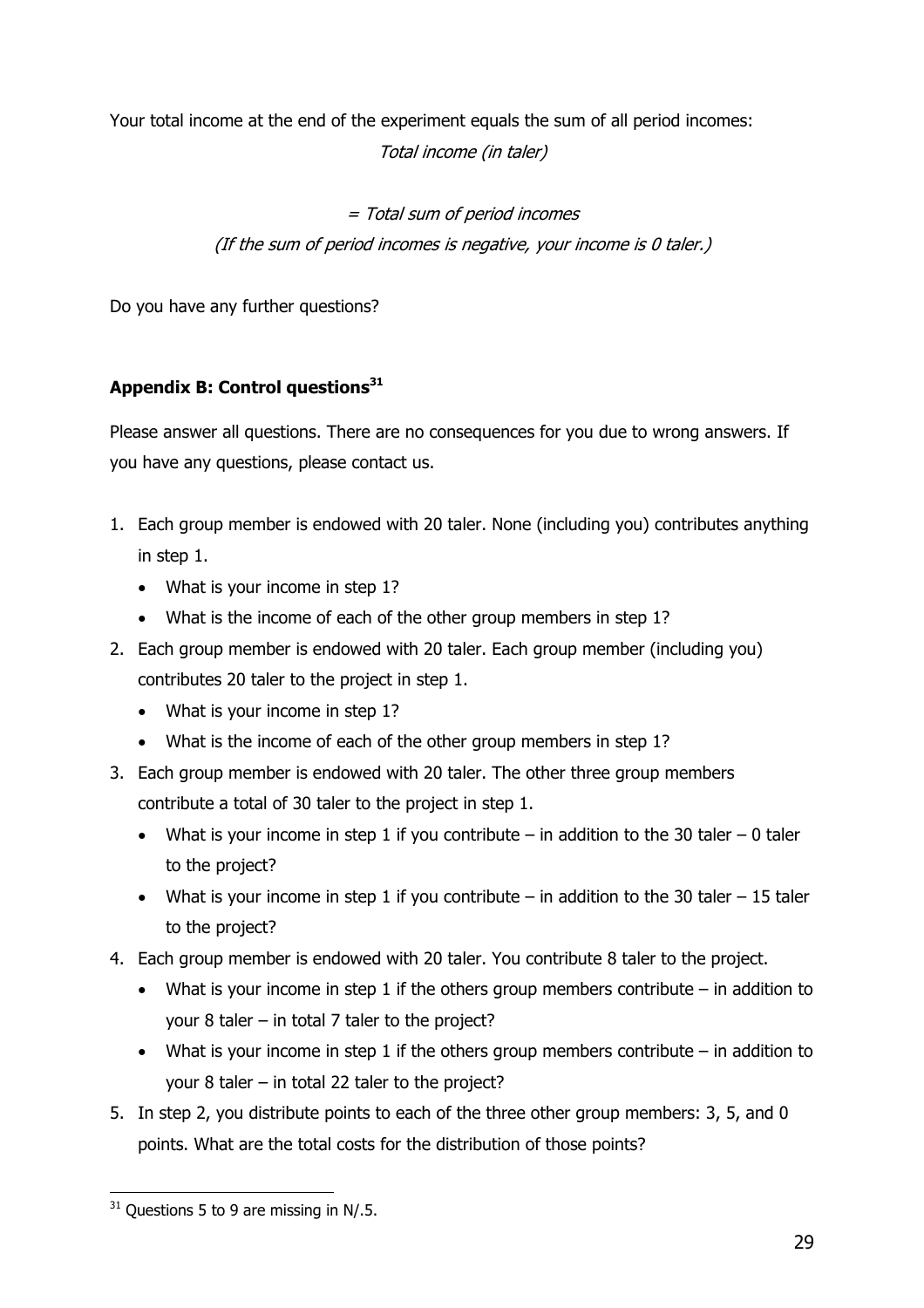Your total income at the end of the experiment equals the sum of all period incomes:

*Total income (in taler)*

*= Total sum of period incomes*

*(If the sum of period incomes is negative, your income is 0 taler.)*

Do you have any further questions?

## Appendix B: Control questions[31]

Please answer all questions. There are no consequences for you due to wrong answers. If you have any questions, please contact us.

1. Each group member is endowed with 20 taler. None (including you) contributes anything in step 1.
   - What is your income in step 1?
   - What is the income of each of the other group members in step 1?
2. Each group member is endowed with 20 taler. Each group member (including you) contributes 20 taler to the project in step 1.
   - What is your income in step 1?
   - What is the income of each of the other group members in step 1?
3. Each group member is endowed with 20 taler. The other three group members contribute a total of 30 taler to the project in step 1.
   - What is your income in step 1 if you contribute – in addition to the 30 taler – 0 taler to the project?
   - What is your income in step 1 if you contribute – in addition to the 30 taler – 15 taler to the project?
4. Each group member is endowed with 20 taler. You contribute 8 taler to the project.
   - What is your income in step 1 if the others group members contribute – in addition to your 8 taler – in total 7 taler to the project?
   - What is your income in step 1 if the others group members contribute – in addition to your 8 taler – in total 22 taler to the project?
5. In step 2, you distribute points to each of the three other group members: 3, 5, and 0 points. What are the total costs for the distribution of those points?

[31] Questions 5 to 9 are missing in N/.5.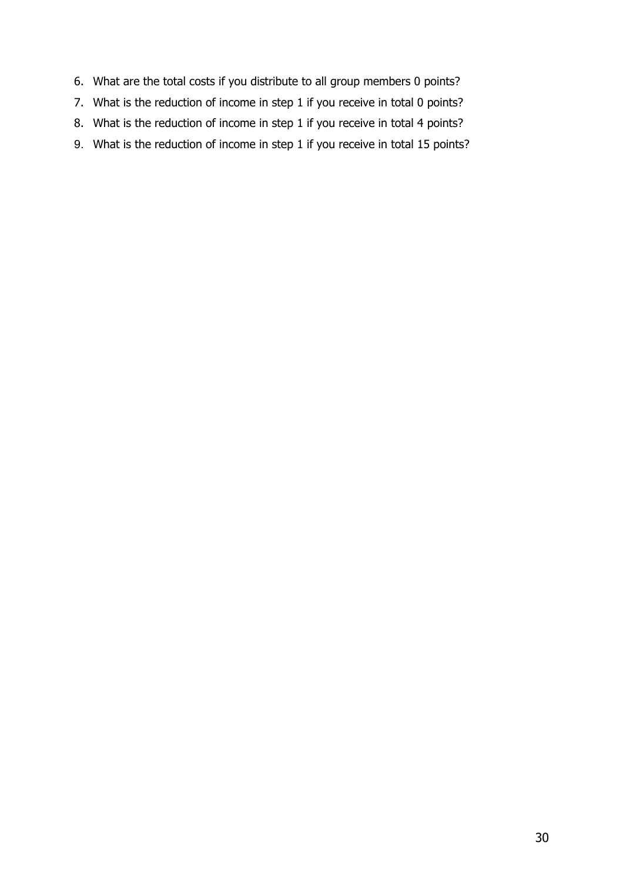6. What are the total costs if you distribute to all group members 0 points?
7. What is the reduction of income in step 1 if you receive in total 0 points?
8. What is the reduction of income in step 1 if you receive in total 4 points?
9. What is the reduction of income in step 1 if you receive in total 15 points?